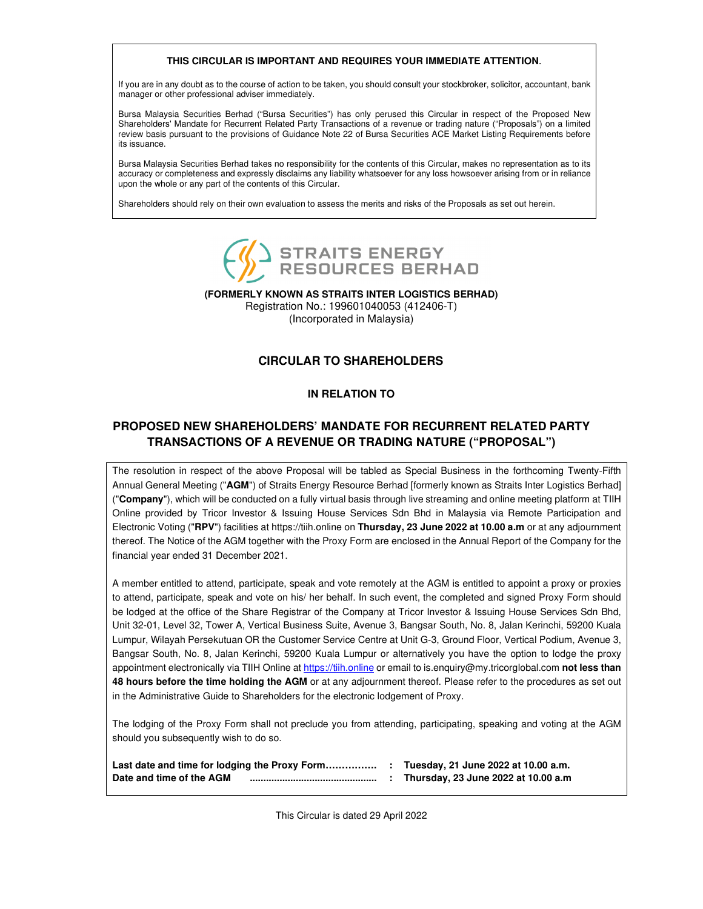**THIS CIRCULAR IS IMPORTANT AND REQUIRES YOUR IMMEDIATE ATTENTION.**

If you are in any doubt as to the course of action to be taken, you should consult your stockbroker, solicitor, accountant, bank manager or other professional adviser immediately.

Bursa Malaysia Securities Berhad ("Bursa Securities") has only perused this Circular in respect of the Proposed New Shareholders' Mandate for Recurrent Related Party Transactions of a revenue or trading nature ("Proposals") on a limited review basis pursuant to the provisions of Guidance Note 22 of Bursa Securities ACE Market Listing Requirements before its issuance.

Bursa Malaysia Securities Berhad takes no responsibility for the contents of this Circular, makes no representation as to its accuracy or completeness and expressly disclaims any liability whatsoever for any loss howsoever arising from or in reliance upon the whole or any part of the contents of this Circular.

Shareholders should rely on their own evaluation to assess the merits and risks of the Proposals as set out herein.

STRAITS ENERGY RESOURCES BERHAD

**(FORMERLY KNOWN AS STRAITS INTER LOGISTICS BERHAD)**
Registration No.: 199601040053 (412406-T)
(Incorporated in Malaysia)

## CIRCULAR TO SHAREHOLDERS

### IN RELATION TO

## PROPOSED NEW SHAREHOLDERS' MANDATE FOR RECURRENT RELATED PARTY TRANSACTIONS OF A REVENUE OR TRADING NATURE ("PROPOSAL")

The resolution in respect of the above Proposal will be tabled as Special Business in the forthcoming Twenty-Fifth Annual General Meeting ("**AGM**") of Straits Energy Resource Berhad [formerly known as Straits Inter Logistics Berhad] ("**Company**"), which will be conducted on a fully virtual basis through live streaming and online meeting platform at TIIH Online provided by Tricor Investor & Issuing House Services Sdn Bhd in Malaysia via Remote Participation and Electronic Voting ("**RPV**") facilities at https://tiih.online on **Thursday, 23 June 2022 at 10.00 a.m** or at any adjournment thereof. The Notice of the AGM together with the Proxy Form are enclosed in the Annual Report of the Company for the financial year ended 31 December 2021.

A member entitled to attend, participate, speak and vote remotely at the AGM is entitled to appoint a proxy or proxies to attend, participate, speak and vote on his/ her behalf. In such event, the completed and signed Proxy Form should be lodged at the office of the Share Registrar of the Company at Tricor Investor & Issuing House Services Sdn Bhd, Unit 32-01, Level 32, Tower A, Vertical Business Suite, Avenue 3, Bangsar South, No. 8, Jalan Kerinchi, 59200 Kuala Lumpur, Wilayah Persekutuan OR the Customer Service Centre at Unit G-3, Ground Floor, Vertical Podium, Avenue 3, Bangsar South, No. 8, Jalan Kerinchi, 59200 Kuala Lumpur or alternatively you have the option to lodge the proxy appointment electronically via TIIH Online at https://tiih.online or email to is.enquiry@my.tricorglobal.com **not less than 48 hours before the time holding the AGM** or at any adjournment thereof. Please refer to the procedures as set out in the Administrative Guide to Shareholders for the electronic lodgement of Proxy.

The lodging of the Proxy Form shall not preclude you from attending, participating, speaking and voting at the AGM should you subsequently wish to do so.

**Last date and time for lodging the Proxy Form................ : Tuesday, 21 June 2022 at 10.00 a.m.**
**Date and time of the AGM .............................................. : Thursday, 23 June 2022 at 10.00 a.m**

This Circular is dated 29 April 2022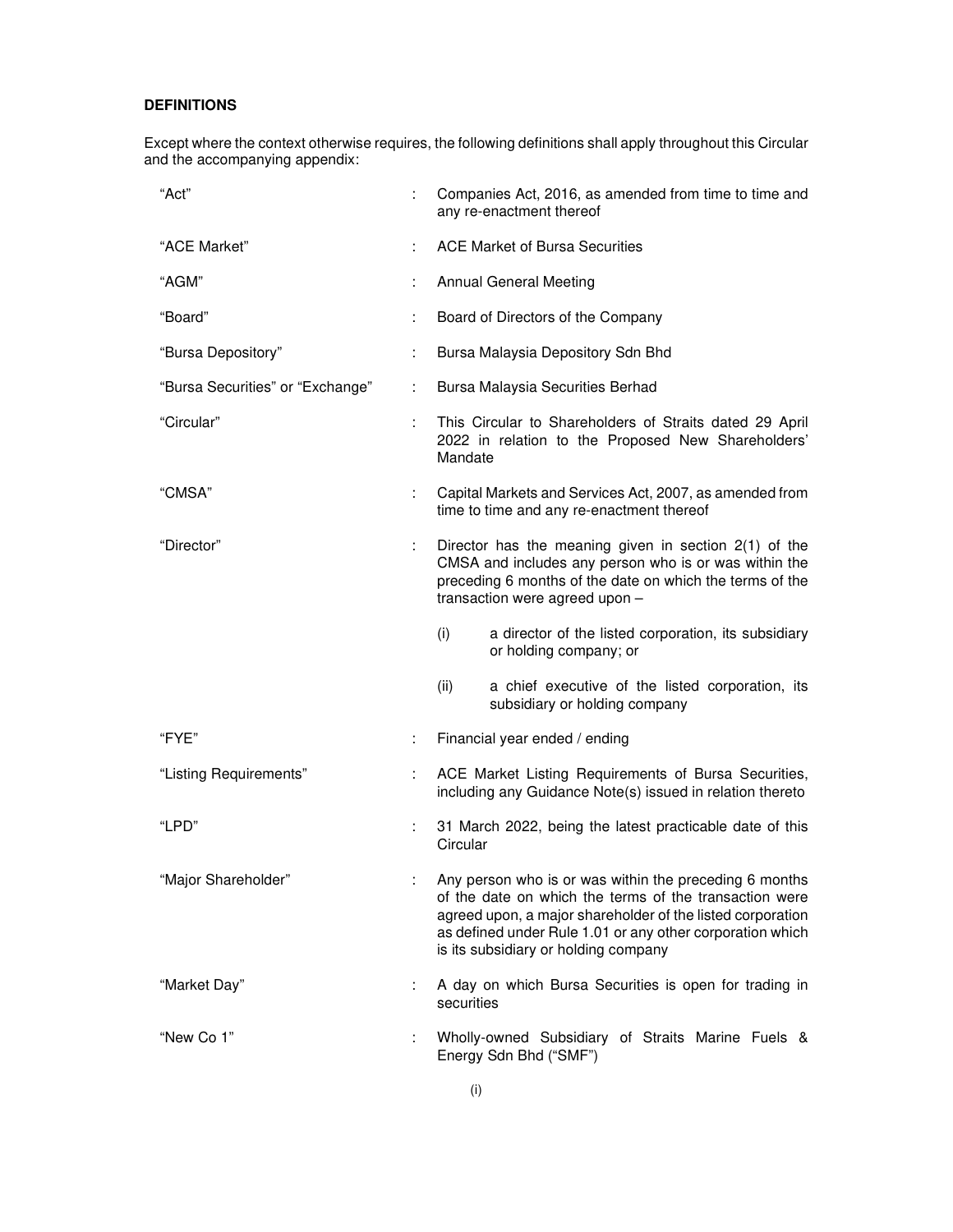## DEFINITIONS

Except where the context otherwise requires, the following definitions shall apply throughout this Circular and the accompanying appendix:

| | | |
|---|---|---|
| "Act" | : | Companies Act, 2016, as amended from time to time and any re-enactment thereof |
| "ACE Market" | : | ACE Market of Bursa Securities |
| "AGM" | : | Annual General Meeting |
| "Board" | : | Board of Directors of the Company |
| "Bursa Depository" | : | Bursa Malaysia Depository Sdn Bhd |
| "Bursa Securities" or "Exchange" | : | Bursa Malaysia Securities Berhad |
| "Circular" | : | This Circular to Shareholders of Straits dated 29 April 2022 in relation to the Proposed New Shareholders' Mandate |
| "CMSA" | : | Capital Markets and Services Act, 2007, as amended from time to time and any re-enactment thereof |
| "Director" | : | Director has the meaning given in section 2(1) of the CMSA and includes any person who is or was within the preceding 6 months of the date on which the terms of the transaction were agreed upon –<br>(i) a director of the listed corporation, its subsidiary or holding company; or<br>(ii) a chief executive of the listed corporation, its subsidiary or holding company |
| "FYE" | : | Financial year ended / ending |
| "Listing Requirements" | : | ACE Market Listing Requirements of Bursa Securities, including any Guidance Note(s) issued in relation thereto |
| "LPD" | : | 31 March 2022, being the latest practicable date of this Circular |
| "Major Shareholder" | : | Any person who is or was within the preceding 6 months of the date on which the terms of the transaction were agreed upon, a major shareholder of the listed corporation as defined under Rule 1.01 or any other corporation which is its subsidiary or holding company |
| "Market Day" | : | A day on which Bursa Securities is open for trading in securities |
| "New Co 1" | : | Wholly-owned Subsidiary of Straits Marine Fuels & Energy Sdn Bhd ("SMF") |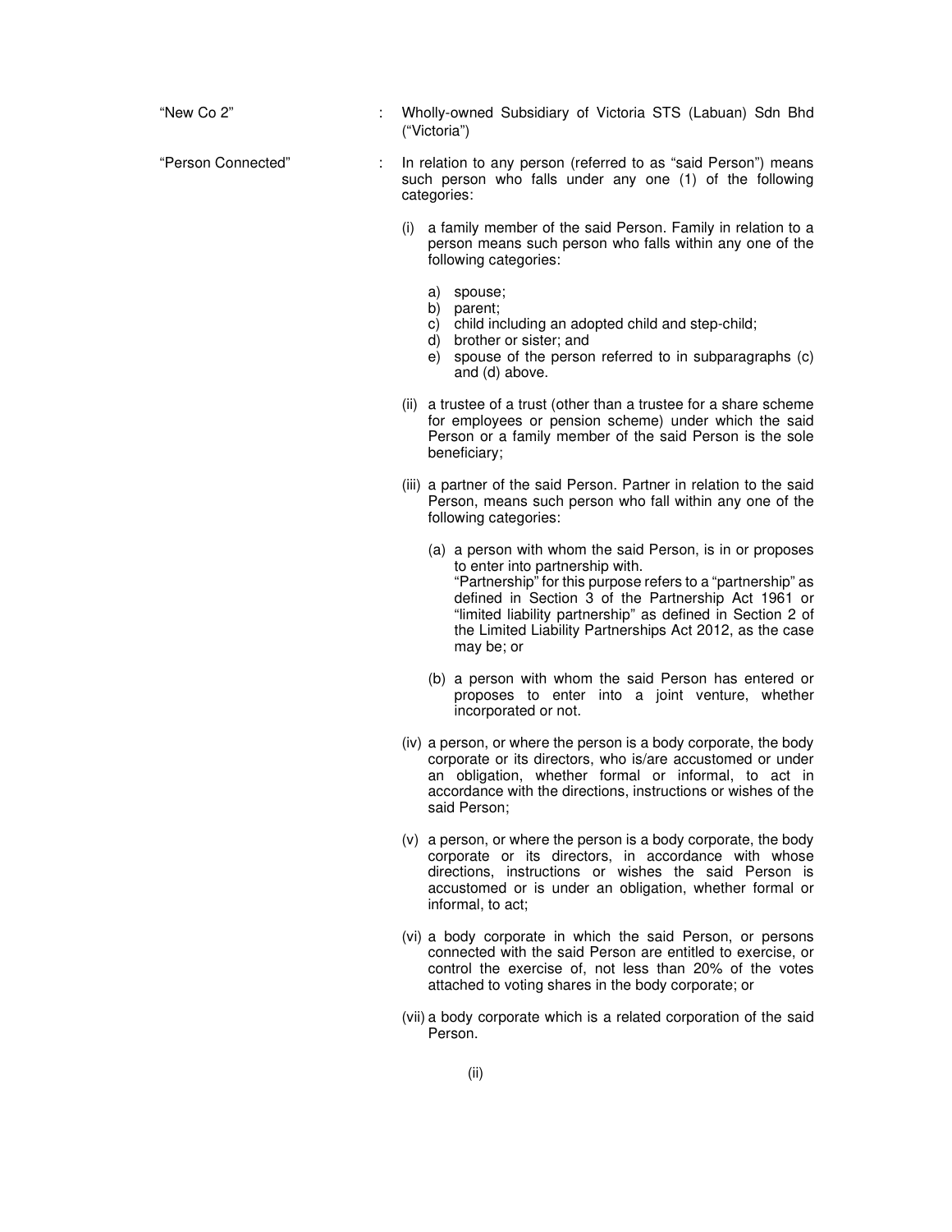| | | |
|---|---|---|
| "New Co 2" | : | Wholly-owned Subsidiary of Victoria STS (Labuan) Sdn Bhd ("Victoria") |
| "Person Connected" | : | In relation to any person (referred to as "said Person") means such person who falls under any one (1) of the following categories: |

(i) a family member of the said Person. Family in relation to a person means such person who falls within any one of the following categories:

   a) spouse;
   b) parent;
   c) child including an adopted child and step-child;
   d) brother or sister; and
   e) spouse of the person referred to in subparagraphs (c) and (d) above.

(ii) a trustee of a trust (other than a trustee for a share scheme for employees or pension scheme) under which the said Person or a family member of the said Person is the sole beneficiary;

(iii) a partner of the said Person. Partner in relation to the said Person, means such person who fall within any one of the following categories:

   (a) a person with whom the said Person, is in or proposes to enter into partnership with.
   "Partnership" for this purpose refers to a "partnership" as defined in Section 3 of the Partnership Act 1961 or "limited liability partnership" as defined in Section 2 of the Limited Liability Partnerships Act 2012, as the case may be; or

   (b) a person with whom the said Person has entered or proposes to enter into a joint venture, whether incorporated or not.

(iv) a person, or where the person is a body corporate, the body corporate or its directors, who is/are accustomed or under an obligation, whether formal or informal, to act in accordance with the directions, instructions or wishes of the said Person;

(v) a person, or where the person is a body corporate, the body corporate or its directors, in accordance with whose directions, instructions or wishes the said Person is accustomed or is under an obligation, whether formal or informal, to act;

(vi) a body corporate in which the said Person, or persons connected with the said Person are entitled to exercise, or control the exercise of, not less than 20% of the votes attached to voting shares in the body corporate; or

(vii) a body corporate which is a related corporation of the said Person.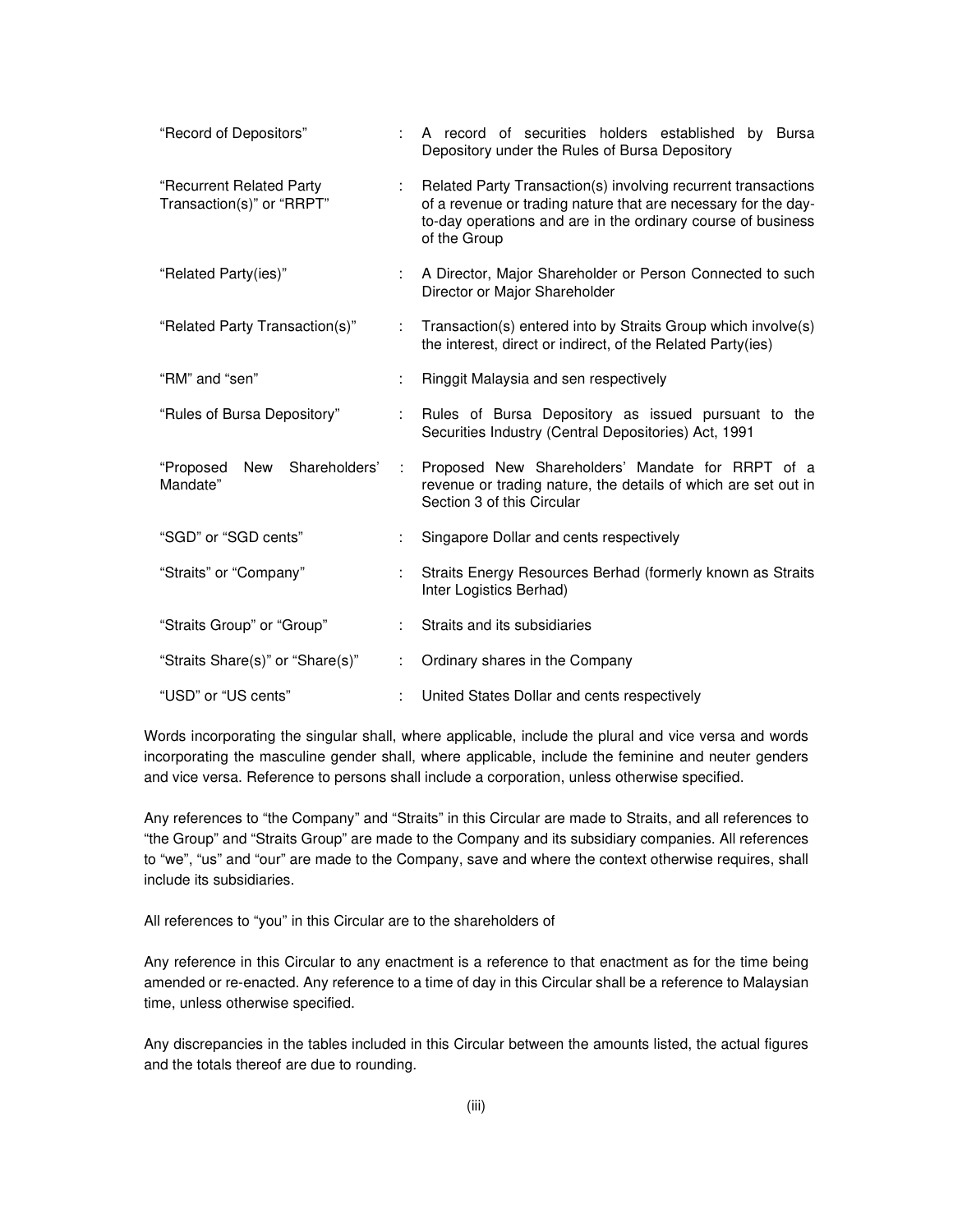| | | |
|---|---|---|
| "Record of Depositors" | : | A record of securities holders established by Bursa Depository under the Rules of Bursa Depository |
| "Recurrent Related Party Transaction(s)" or "RRPT" | : | Related Party Transaction(s) involving recurrent transactions of a revenue or trading nature that are necessary for the day-to-day operations and are in the ordinary course of business of the Group |
| "Related Party(ies)" | : | A Director, Major Shareholder or Person Connected to such Director or Major Shareholder |
| "Related Party Transaction(s)" | : | Transaction(s) entered into by Straits Group which involve(s) the interest, direct or indirect, of the Related Party(ies) |
| "RM" and "sen" | : | Ringgit Malaysia and sen respectively |
| "Rules of Bursa Depository" | : | Rules of Bursa Depository as issued pursuant to the Securities Industry (Central Depositories) Act, 1991 |
| "Proposed New Shareholders' Mandate" | : | Proposed New Shareholders' Mandate for RRPT of a revenue or trading nature, the details of which are set out in Section 3 of this Circular |
| "SGD" or "SGD cents" | : | Singapore Dollar and cents respectively |
| "Straits" or "Company" | : | Straits Energy Resources Berhad (formerly known as Straits Inter Logistics Berhad) |
| "Straits Group" or "Group" | : | Straits and its subsidiaries |
| "Straits Share(s)" or "Share(s)" | : | Ordinary shares in the Company |
| "USD" or "US cents" | : | United States Dollar and cents respectively |

Words incorporating the singular shall, where applicable, include the plural and vice versa and words incorporating the masculine gender shall, where applicable, include the feminine and neuter genders and vice versa. Reference to persons shall include a corporation, unless otherwise specified.

Any references to "the Company" and "Straits" in this Circular are made to Straits, and all references to "the Group" and "Straits Group" are made to the Company and its subsidiary companies. All references to "we", "us" and "our" are made to the Company, save and where the context otherwise requires, shall include its subsidiaries.

All references to "you" in this Circular are to the shareholders of

Any reference in this Circular to any enactment is a reference to that enactment as for the time being amended or re-enacted. Any reference to a time of day in this Circular shall be a reference to Malaysian time, unless otherwise specified.

Any discrepancies in the tables included in this Circular between the amounts listed, the actual figures and the totals thereof are due to rounding.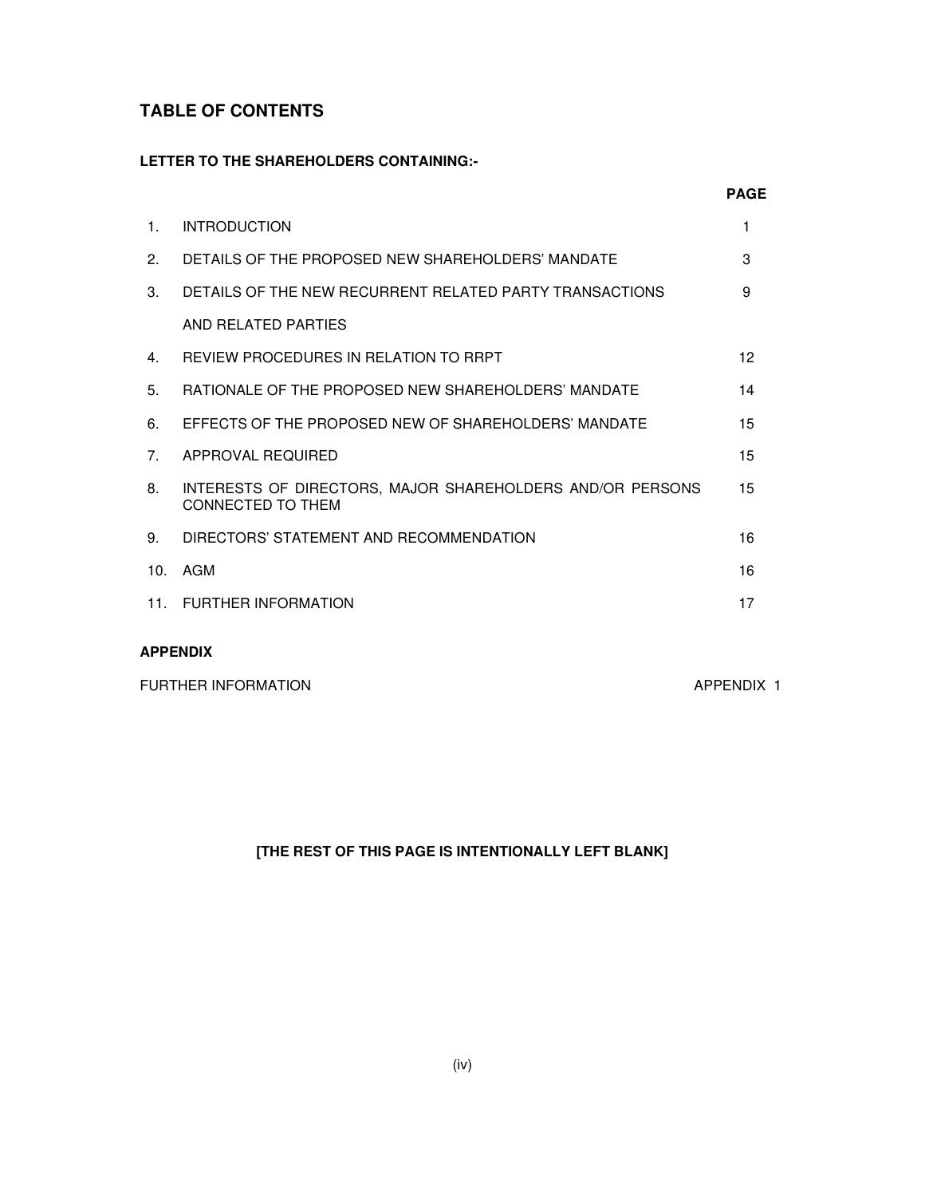## TABLE OF CONTENTS

**LETTER TO THE SHAREHOLDERS CONTAINING:-**

| | | **PAGE** |
|---|---|---|
| 1. | INTRODUCTION | 1 |
| 2. | DETAILS OF THE PROPOSED NEW SHAREHOLDERS' MANDATE | 3 |
| 3. | DETAILS OF THE NEW RECURRENT RELATED PARTY TRANSACTIONS AND RELATED PARTIES | 9 |
| 4. | REVIEW PROCEDURES IN RELATION TO RRPT | 12 |
| 5. | RATIONALE OF THE PROPOSED NEW SHAREHOLDERS' MANDATE | 14 |
| 6. | EFFECTS OF THE PROPOSED NEW OF SHAREHOLDERS' MANDATE | 15 |
| 7. | APPROVAL REQUIRED | 15 |
| 8. | INTERESTS OF DIRECTORS, MAJOR SHAREHOLDERS AND/OR PERSONS CONNECTED TO THEM | 15 |
| 9. | DIRECTORS' STATEMENT AND RECOMMENDATION | 16 |
| 10. | AGM | 16 |
| 11. | FURTHER INFORMATION | 17 |

**APPENDIX**

| | |
|---|---|
| FURTHER INFORMATION | APPENDIX 1 |

**[THE REST OF THIS PAGE IS INTENTIONALLY LEFT BLANK]**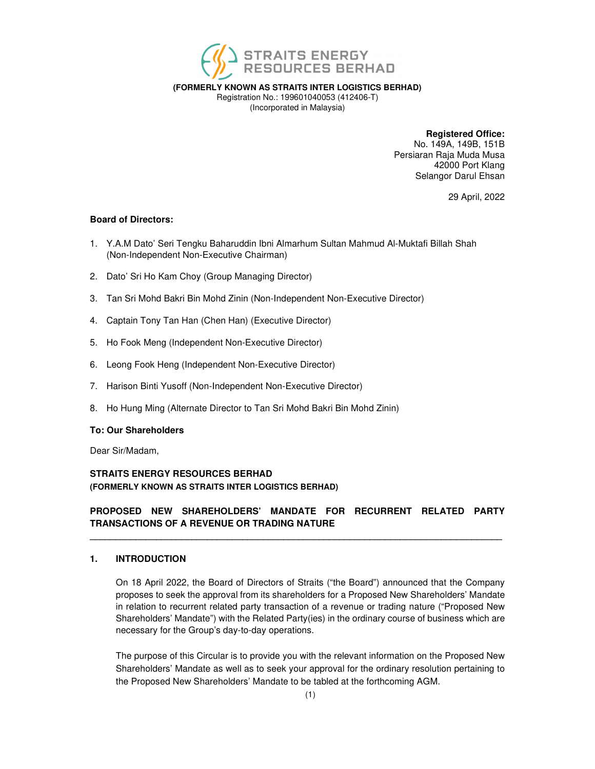**STRAITS ENERGY RESOURCES BERHAD**

**(FORMERLY KNOWN AS STRAITS INTER LOGISTICS BERHAD)**
Registration No.: 199601040053 (412406-T)
(Incorporated in Malaysia)

**Registered Office:**
No. 149A, 149B, 151B
Persiaran Raja Muda Musa
42000 Port Klang
Selangor Darul Ehsan

29 April, 2022

**Board of Directors:**

1. Y.A.M Dato' Seri Tengku Baharuddin Ibni Almarhum Sultan Mahmud Al-Muktafi Billah Shah (Non-Independent Non-Executive Chairman)
2. Dato' Sri Ho Kam Choy (Group Managing Director)
3. Tan Sri Mohd Bakri Bin Mohd Zinin (Non-Independent Non-Executive Director)
4. Captain Tony Tan Han (Chen Han) (Executive Director)
5. Ho Fook Meng (Independent Non-Executive Director)
6. Leong Fook Heng (Independent Non-Executive Director)
7. Harison Binti Yusoff (Non-Independent Non-Executive Director)
8. Ho Hung Ming (Alternate Director to Tan Sri Mohd Bakri Bin Mohd Zinin)

**To: Our Shareholders**

Dear Sir/Madam,

**STRAITS ENERGY RESOURCES BERHAD**
**(FORMERLY KNOWN AS STRAITS INTER LOGISTICS BERHAD)**

**PROPOSED NEW SHAREHOLDERS' MANDATE FOR RECURRENT RELATED PARTY TRANSACTIONS OF A REVENUE OR TRADING NATURE**

## 1. INTRODUCTION

On 18 April 2022, the Board of Directors of Straits ("the Board") announced that the Company proposes to seek the approval from its shareholders for a Proposed New Shareholders' Mandate in relation to recurrent related party transaction of a revenue or trading nature ("Proposed New Shareholders' Mandate") with the Related Party(ies) in the ordinary course of business which are necessary for the Group's day-to-day operations.

The purpose of this Circular is to provide you with the relevant information on the Proposed New Shareholders' Mandate as well as to seek your approval for the ordinary resolution pertaining to the Proposed New Shareholders' Mandate to be tabled at the forthcoming AGM.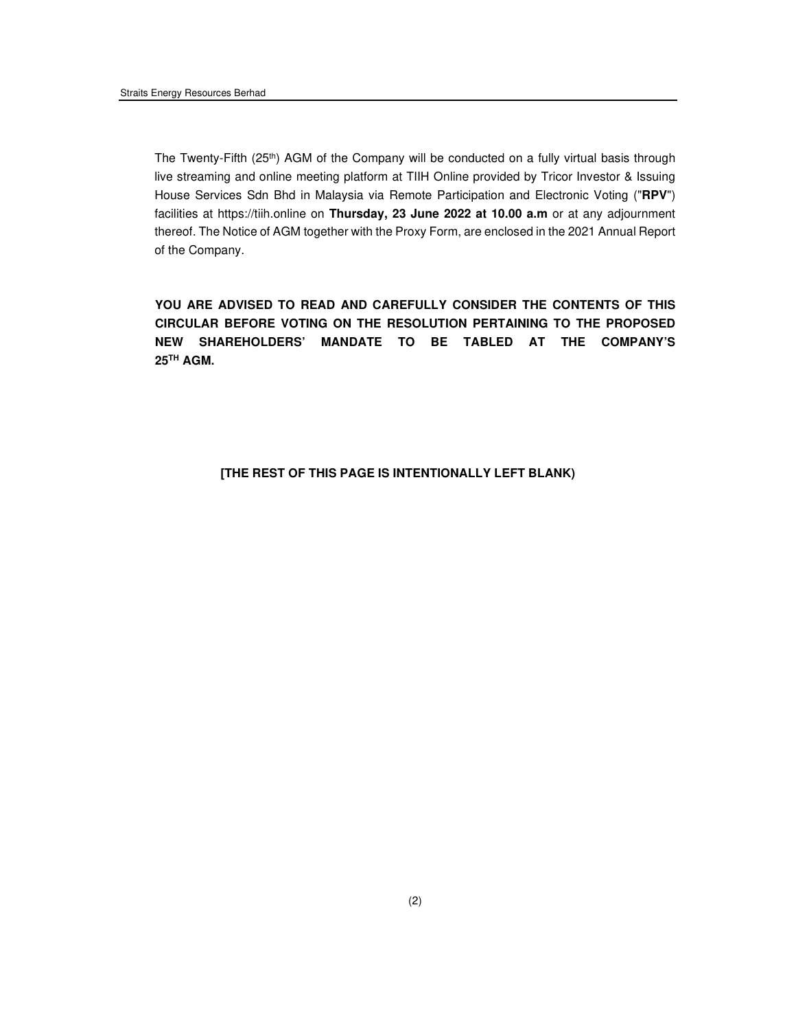The Twenty-Fifth (25th) AGM of the Company will be conducted on a fully virtual basis through live streaming and online meeting platform at TIIH Online provided by Tricor Investor & Issuing House Services Sdn Bhd in Malaysia via Remote Participation and Electronic Voting ("**RPV**") facilities at https://tiih.online on **Thursday, 23 June 2022 at 10.00 a.m** or at any adjournment thereof. The Notice of AGM together with the Proxy Form, are enclosed in the 2021 Annual Report of the Company.

**YOU ARE ADVISED TO READ AND CAREFULLY CONSIDER THE CONTENTS OF THIS CIRCULAR BEFORE VOTING ON THE RESOLUTION PERTAINING TO THE PROPOSED NEW SHAREHOLDERS' MANDATE TO BE TABLED AT THE COMPANY'S 25TH AGM.**

**[THE REST OF THIS PAGE IS INTENTIONALLY LEFT BLANK)**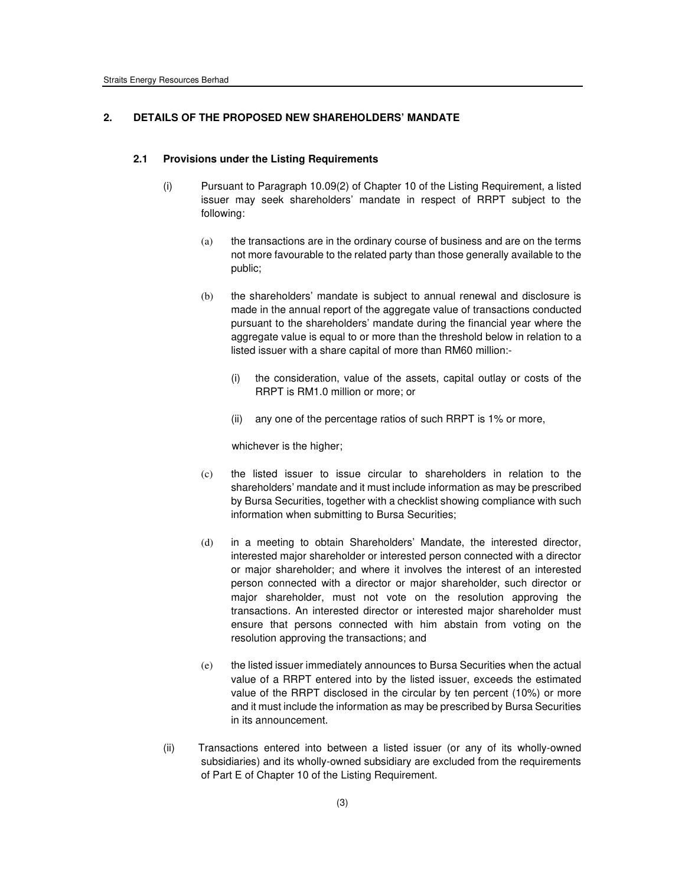## 2. DETAILS OF THE PROPOSED NEW SHAREHOLDERS' MANDATE

### 2.1 Provisions under the Listing Requirements

(i) Pursuant to Paragraph 10.09(2) of Chapter 10 of the Listing Requirement, a listed issuer may seek shareholders' mandate in respect of RRPT subject to the following:

  (a) the transactions are in the ordinary course of business and are on the terms not more favourable to the related party than those generally available to the public;

  (b) the shareholders' mandate is subject to annual renewal and disclosure is made in the annual report of the aggregate value of transactions conducted pursuant to the shareholders' mandate during the financial year where the aggregate value is equal to or more than the threshold below in relation to a listed issuer with a share capital of more than RM60 million:-

    (i) the consideration, value of the assets, capital outlay or costs of the RRPT is RM1.0 million or more; or

    (ii) any one of the percentage ratios of such RRPT is 1% or more,

  whichever is the higher;

  (c) the listed issuer to issue circular to shareholders in relation to the shareholders' mandate and it must include information as may be prescribed by Bursa Securities, together with a checklist showing compliance with such information when submitting to Bursa Securities;

  (d) in a meeting to obtain Shareholders' Mandate, the interested director, interested major shareholder or interested person connected with a director or major shareholder; and where it involves the interest of an interested person connected with a director or major shareholder, such director or major shareholder, must not vote on the resolution approving the transactions. An interested director or interested major shareholder must ensure that persons connected with him abstain from voting on the resolution approving the transactions; and

  (e) the listed issuer immediately announces to Bursa Securities when the actual value of a RRPT entered into by the listed issuer, exceeds the estimated value of the RRPT disclosed in the circular by ten percent (10%) or more and it must include the information as may be prescribed by Bursa Securities in its announcement.

(ii) Transactions entered into between a listed issuer (or any of its wholly-owned subsidiaries) and its wholly-owned subsidiary are excluded from the requirements of Part E of Chapter 10 of the Listing Requirement.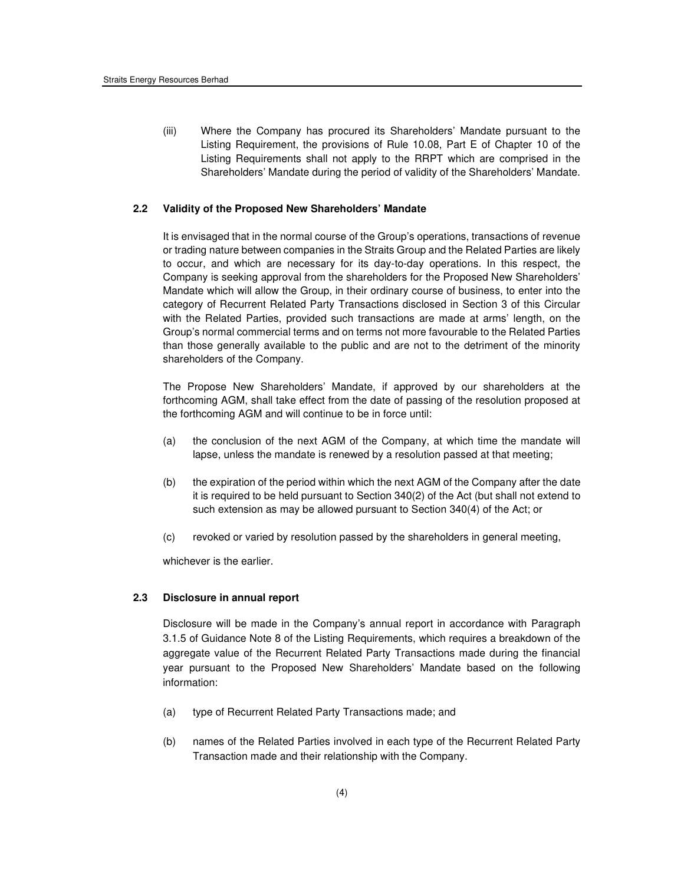(iii) Where the Company has procured its Shareholders' Mandate pursuant to the Listing Requirement, the provisions of Rule 10.08, Part E of Chapter 10 of the Listing Requirements shall not apply to the RRPT which are comprised in the Shareholders' Mandate during the period of validity of the Shareholders' Mandate.

### 2.2 Validity of the Proposed New Shareholders' Mandate

It is envisaged that in the normal course of the Group's operations, transactions of revenue or trading nature between companies in the Straits Group and the Related Parties are likely to occur, and which are necessary for its day-to-day operations. In this respect, the Company is seeking approval from the shareholders for the Proposed New Shareholders' Mandate which will allow the Group, in their ordinary course of business, to enter into the category of Recurrent Related Party Transactions disclosed in Section 3 of this Circular with the Related Parties, provided such transactions are made at arms' length, on the Group's normal commercial terms and on terms not more favourable to the Related Parties than those generally available to the public and are not to the detriment of the minority shareholders of the Company.

The Propose New Shareholders' Mandate, if approved by our shareholders at the forthcoming AGM, shall take effect from the date of passing of the resolution proposed at the forthcoming AGM and will continue to be in force until:

(a) the conclusion of the next AGM of the Company, at which time the mandate will lapse, unless the mandate is renewed by a resolution passed at that meeting;

(b) the expiration of the period within which the next AGM of the Company after the date it is required to be held pursuant to Section 340(2) of the Act (but shall not extend to such extension as may be allowed pursuant to Section 340(4) of the Act; or

(c) revoked or varied by resolution passed by the shareholders in general meeting,

whichever is the earlier.

### 2.3 Disclosure in annual report

Disclosure will be made in the Company's annual report in accordance with Paragraph 3.1.5 of Guidance Note 8 of the Listing Requirements, which requires a breakdown of the aggregate value of the Recurrent Related Party Transactions made during the financial year pursuant to the Proposed New Shareholders' Mandate based on the following information:

(a) type of Recurrent Related Party Transactions made; and

(b) names of the Related Parties involved in each type of the Recurrent Related Party Transaction made and their relationship with the Company.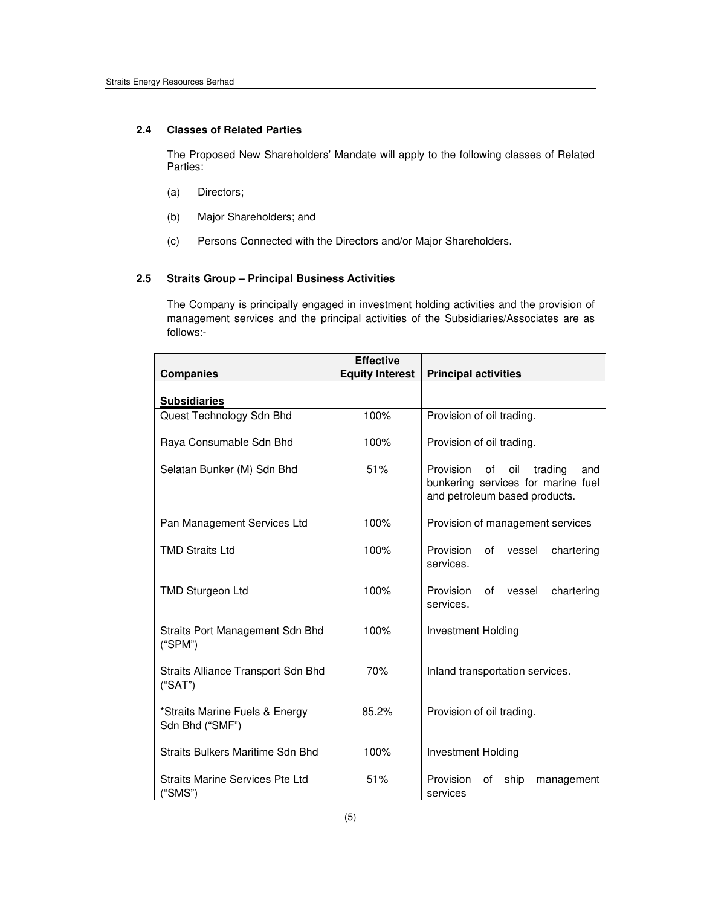### 2.4 Classes of Related Parties

The Proposed New Shareholders' Mandate will apply to the following classes of Related Parties:

(a) Directors;

(b) Major Shareholders; and

(c) Persons Connected with the Directors and/or Major Shareholders.

### 2.5 Straits Group – Principal Business Activities

The Company is principally engaged in investment holding activities and the provision of management services and the principal activities of the Subsidiaries/Associates are as follows:-

| Companies | Effective Equity Interest | Principal activities |
|---|---|---|
| **Subsidiaries** | | |
| Quest Technology Sdn Bhd | 100% | Provision of oil trading. |
| Raya Consumable Sdn Bhd | 100% | Provision of oil trading. |
| Selatan Bunker (M) Sdn Bhd | 51% | Provision of oil trading and bunkering services for marine fuel and petroleum based products. |
| Pan Management Services Ltd | 100% | Provision of management services |
| TMD Straits Ltd | 100% | Provision of vessel chartering services. |
| TMD Sturgeon Ltd | 100% | Provision of vessel chartering services. |
| Straits Port Management Sdn Bhd ("SPM") | 100% | Investment Holding |
| Straits Alliance Transport Sdn Bhd ("SAT") | 70% | Inland transportation services. |
| *Straits Marine Fuels & Energy Sdn Bhd ("SMF") | 85.2% | Provision of oil trading. |
| Straits Bulkers Maritime Sdn Bhd | 100% | Investment Holding |
| Straits Marine Services Pte Ltd ("SMS") | 51% | Provision of ship management services |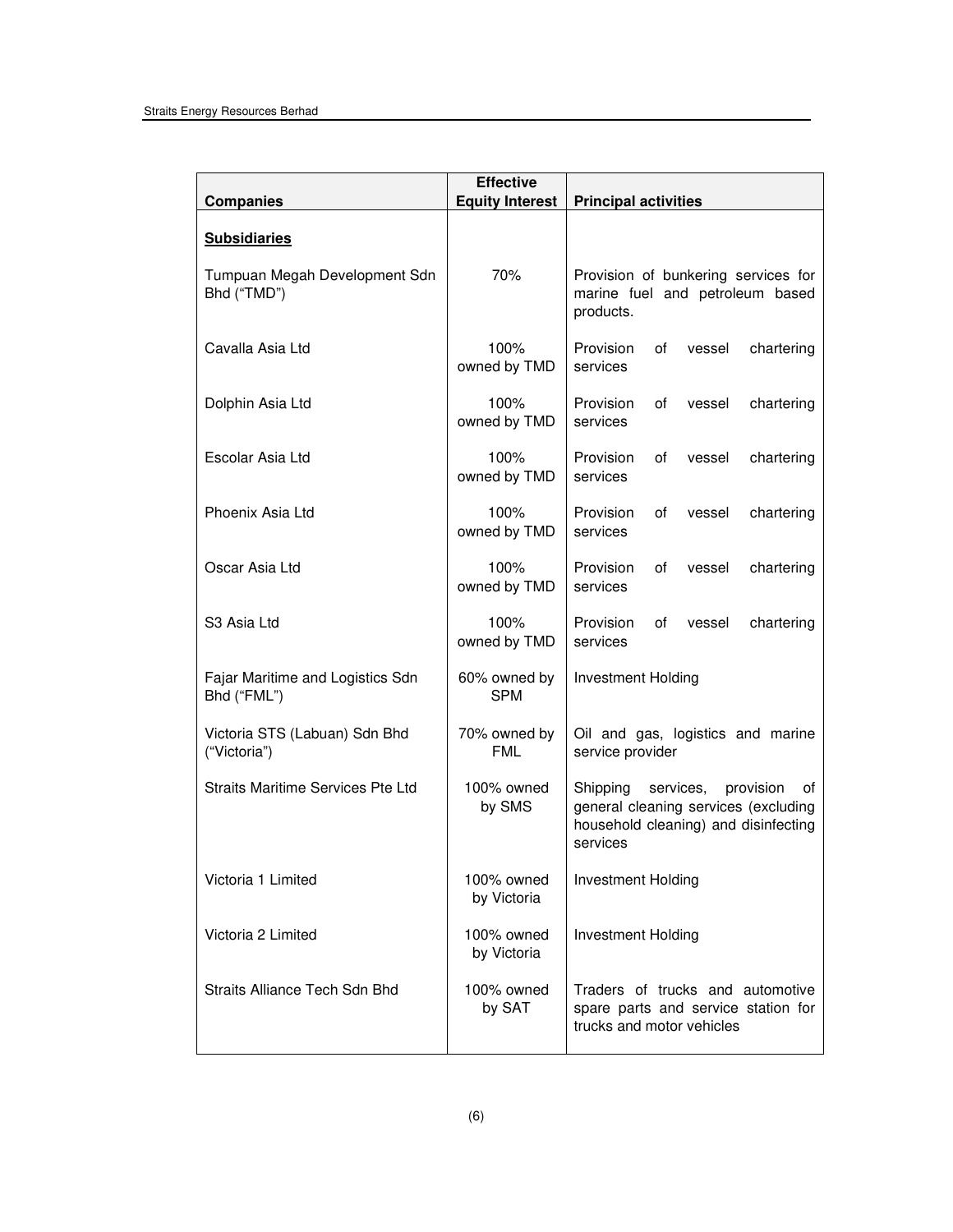| Companies | Effective Equity Interest | Principal activities |
|---|---|---|
| **Subsidiaries** | | |
| Tumpuan Megah Development Sdn Bhd ("TMD") | 70% | Provision of bunkering services for marine fuel and petroleum based products. |
| Cavalla Asia Ltd | 100% owned by TMD | Provision of vessel chartering services |
| Dolphin Asia Ltd | 100% owned by TMD | Provision of vessel chartering services |
| Escolar Asia Ltd | 100% owned by TMD | Provision of vessel chartering services |
| Phoenix Asia Ltd | 100% owned by TMD | Provision of vessel chartering services |
| Oscar Asia Ltd | 100% owned by TMD | Provision of vessel chartering services |
| S3 Asia Ltd | 100% owned by TMD | Provision of vessel chartering services |
| Fajar Maritime and Logistics Sdn Bhd ("FML") | 60% owned by SPM | Investment Holding |
| Victoria STS (Labuan) Sdn Bhd ("Victoria") | 70% owned by FML | Oil and gas, logistics and marine service provider |
| Straits Maritime Services Pte Ltd | 100% owned by SMS | Shipping services, provision of general cleaning services (excluding household cleaning) and disinfecting services |
| Victoria 1 Limited | 100% owned by Victoria | Investment Holding |
| Victoria 2 Limited | 100% owned by Victoria | Investment Holding |
| Straits Alliance Tech Sdn Bhd | 100% owned by SAT | Traders of trucks and automotive spare parts and service station for trucks and motor vehicles |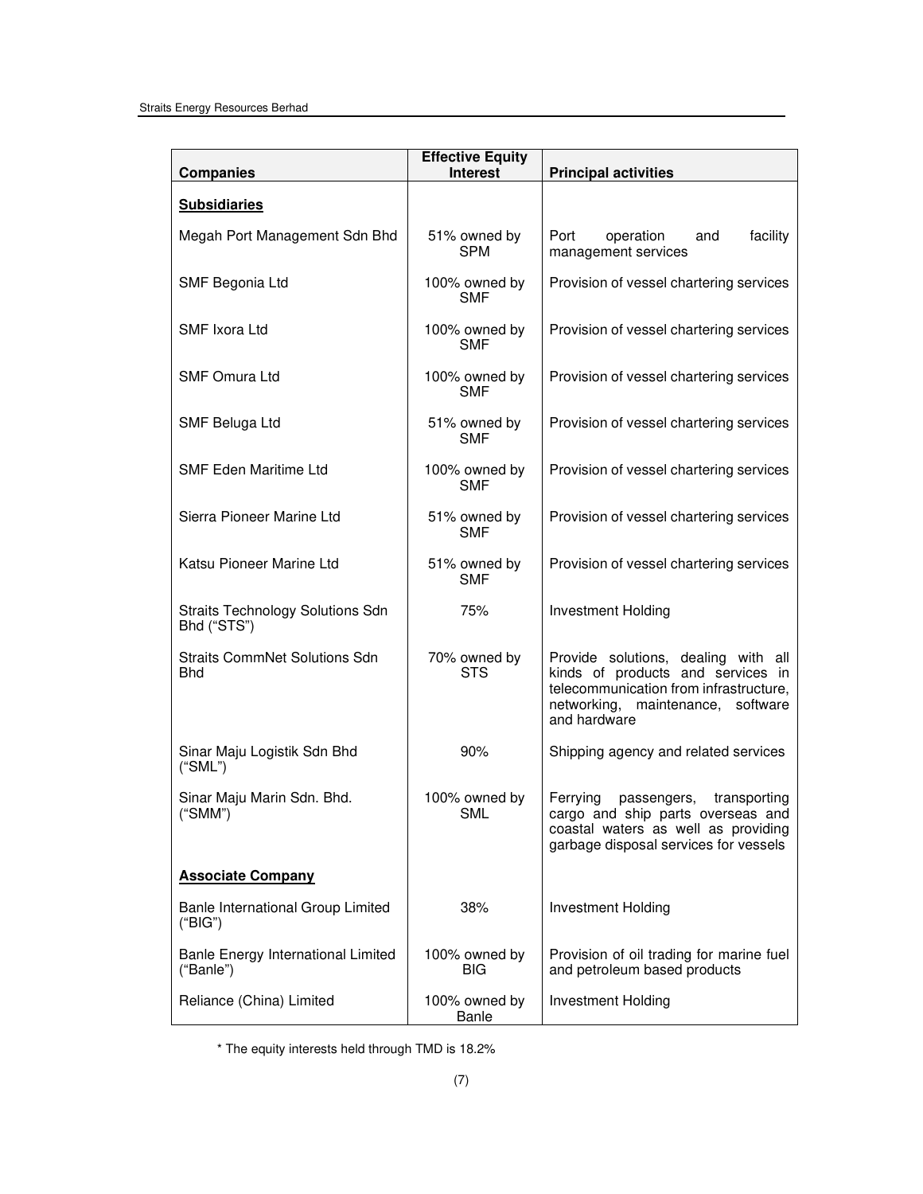| Companies | Effective Equity Interest | Principal activities |
|---|---|---|
| **Subsidiaries** | | |
| Megah Port Management Sdn Bhd | 51% owned by SPM | Port operation and facility management services |
| SMF Begonia Ltd | 100% owned by SMF | Provision of vessel chartering services |
| SMF Ixora Ltd | 100% owned by SMF | Provision of vessel chartering services |
| SMF Omura Ltd | 100% owned by SMF | Provision of vessel chartering services |
| SMF Beluga Ltd | 51% owned by SMF | Provision of vessel chartering services |
| SMF Eden Maritime Ltd | 100% owned by SMF | Provision of vessel chartering services |
| Sierra Pioneer Marine Ltd | 51% owned by SMF | Provision of vessel chartering services |
| Katsu Pioneer Marine Ltd | 51% owned by SMF | Provision of vessel chartering services |
| Straits Technology Solutions Sdn Bhd ("STS") | 75% | Investment Holding |
| Straits CommNet Solutions Sdn Bhd | 70% owned by STS | Provide solutions, dealing with all kinds of products and services in telecommunication from infrastructure, networking, maintenance, software and hardware |
| Sinar Maju Logistik Sdn Bhd ("SML") | 90% | Shipping agency and related services |
| Sinar Maju Marin Sdn. Bhd. ("SMM") | 100% owned by SML | Ferrying passengers, transporting cargo and ship parts overseas and coastal waters as well as providing garbage disposal services for vessels |
| **Associate Company** | | |
| Banle International Group Limited ("BIG") | 38% | Investment Holding |
| Banle Energy International Limited ("Banle") | 100% owned by BIG | Provision of oil trading for marine fuel and petroleum based products |
| Reliance (China) Limited | 100% owned by Banle | Investment Holding |

\* The equity interests held through TMD is 18.2%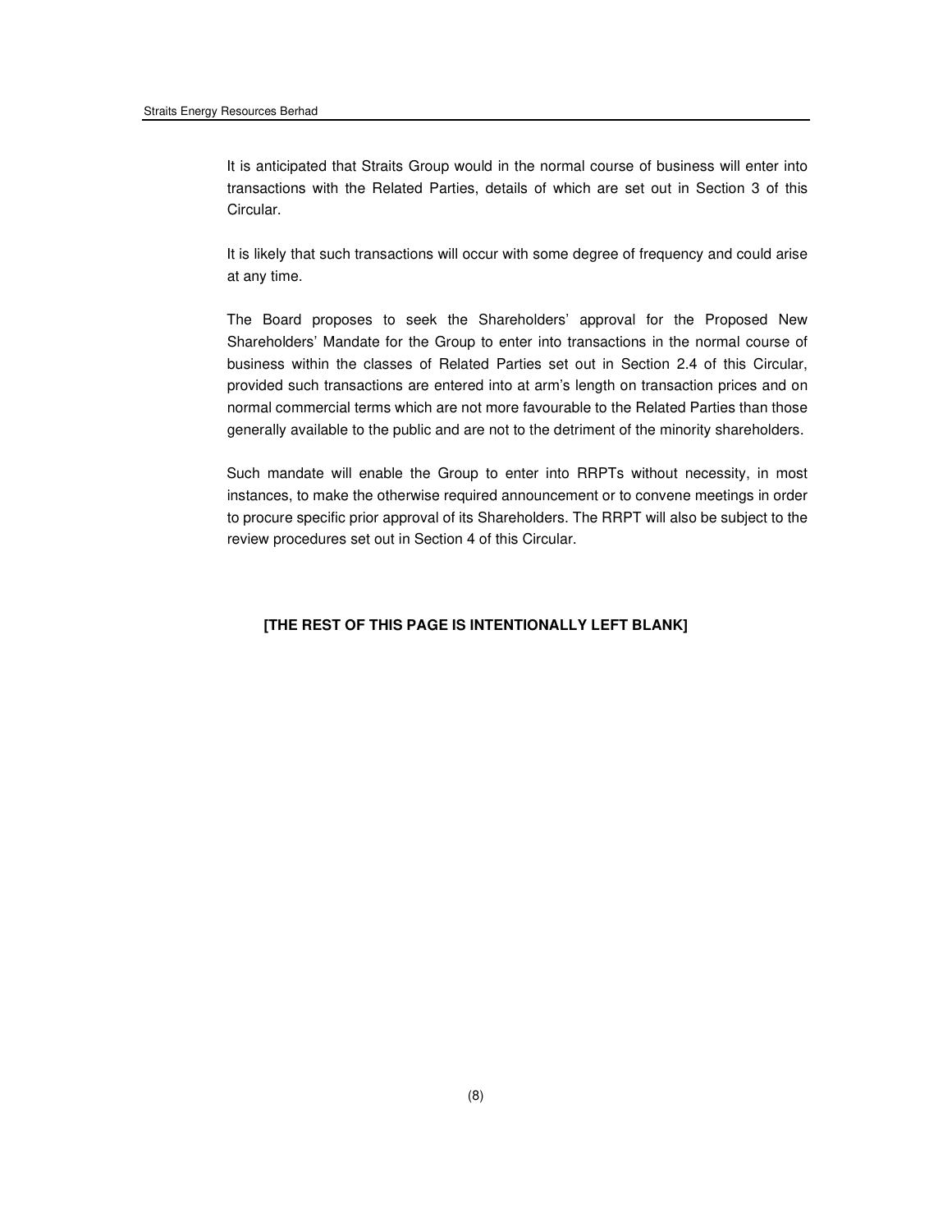It is anticipated that Straits Group would in the normal course of business will enter into transactions with the Related Parties, details of which are set out in Section 3 of this Circular.

It is likely that such transactions will occur with some degree of frequency and could arise at any time.

The Board proposes to seek the Shareholders' approval for the Proposed New Shareholders' Mandate for the Group to enter into transactions in the normal course of business within the classes of Related Parties set out in Section 2.4 of this Circular, provided such transactions are entered into at arm's length on transaction prices and on normal commercial terms which are not more favourable to the Related Parties than those generally available to the public and are not to the detriment of the minority shareholders.

Such mandate will enable the Group to enter into RRPTs without necessity, in most instances, to make the otherwise required announcement or to convene meetings in order to procure specific prior approval of its Shareholders. The RRPT will also be subject to the review procedures set out in Section 4 of this Circular.

**[THE REST OF THIS PAGE IS INTENTIONALLY LEFT BLANK]**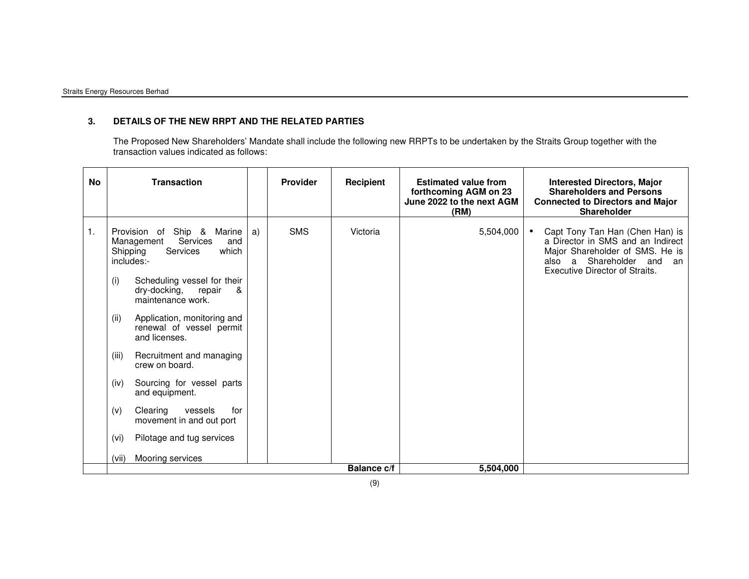### 3. DETAILS OF THE NEW RRPT AND THE RELATED PARTIES

The Proposed New Shareholders' Mandate shall include the following new RRPTs to be undertaken by the Straits Group together with the transaction values indicated as follows:

| No | Transaction | | Provider | Recipient | Estimated value from forthcoming AGM on 23 June 2022 to the next AGM (RM) | Interested Directors, Major Shareholders and Persons Connected to Directors and Major Shareholder |
|---|---|---|---|---|---|---|
| 1. | Provision of Ship & Marine Management Services and Shipping Services which includes:-<br>(i) Scheduling vessel for their dry-docking, repair & maintenance work.<br>(ii) Application, monitoring and renewal of vessel permit and licenses.<br>(iii) Recruitment and managing crew on board.<br>(iv) Sourcing for vessel parts and equipment.<br>(v) Clearing vessels for movement in and out port<br>(vi) Pilotage and tug services<br>(vii) Mooring services | a) | SMS | Victoria | 5,504,000 | • Capt Tony Tan Han (Chen Han) is a Director in SMS and an Indirect Major Shareholder of SMS. He is also a Shareholder and an Executive Director of Straits. |
| | | | | **Balance c/f** | **5,504,000** | |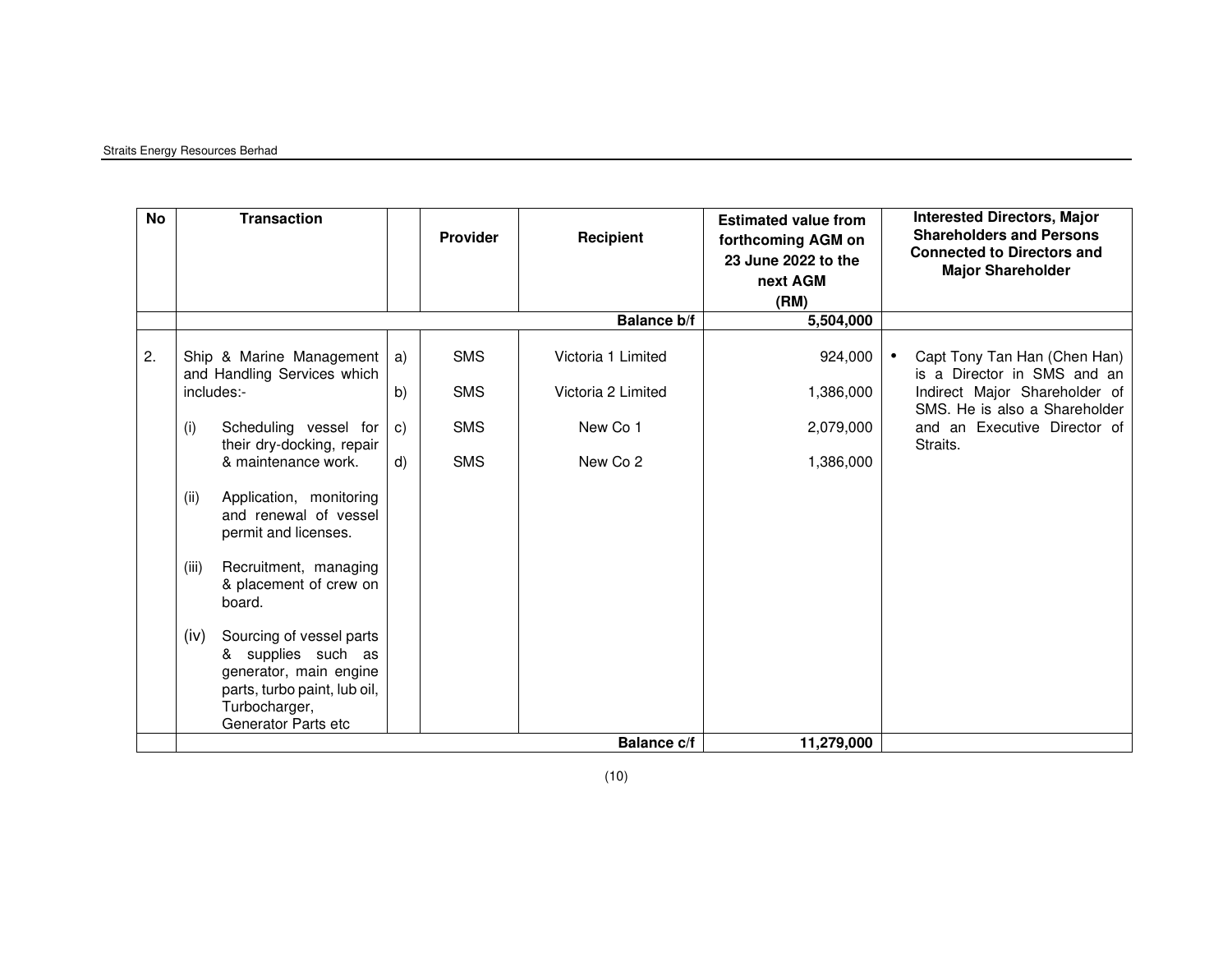| No | Transaction | | Provider | Recipient | Estimated value from forthcoming AGM on 23 June 2022 to the next AGM (RM) | Interested Directors, Major Shareholders and Persons Connected to Directors and Major Shareholder |
|---|---|---|---|---|---|---|
| | | | | **Balance b/f** | **5,504,000** | |
| 2. | Ship & Marine Management and Handling Services which includes:-<br>(i) Scheduling vessel for their dry-docking, repair & maintenance work.<br>(ii) Application, monitoring and renewal of vessel permit and licenses.<br>(iii) Recruitment, managing & placement of crew on board.<br>(iv) Sourcing of vessel parts & supplies such as generator, main engine parts, turbo paint, lub oil, Turbocharger, Generator Parts etc | a) | SMS | Victoria 1 Limited | 924,000 | • Capt Tony Tan Han (Chen Han) is a Director in SMS and an Indirect Major Shareholder of SMS. He is also a Shareholder and an Executive Director of Straits. |
| | | b) | SMS | Victoria 2 Limited | 1,386,000 | |
| | | c) | SMS | New Co 1 | 2,079,000 | |
| | | d) | SMS | New Co 2 | 1,386,000 | |
| | | | | **Balance c/f** | **11,279,000** | |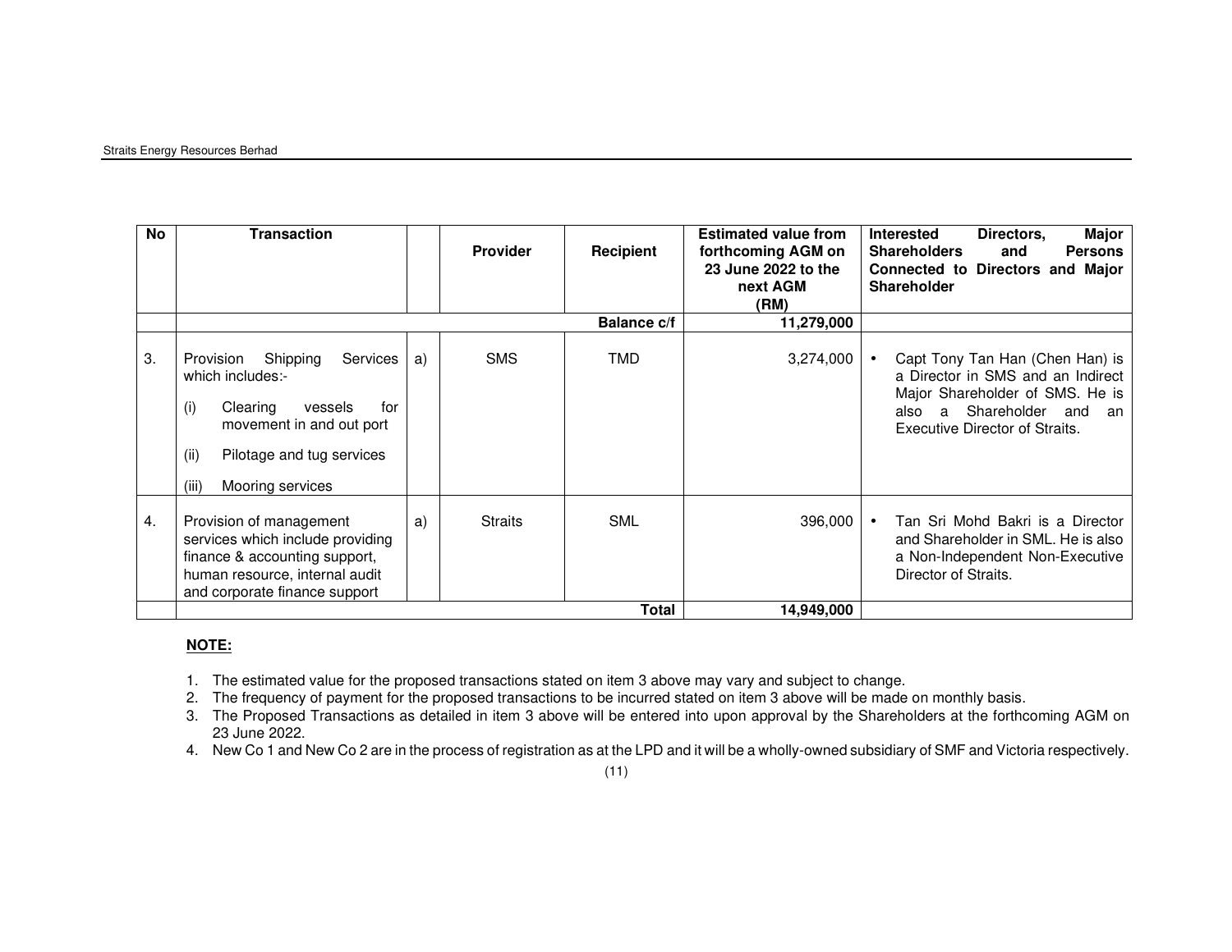| No | Transaction | | Provider | Recipient | Estimated value from forthcoming AGM on 23 June 2022 to the next AGM (RM) | Interested Directors, Major Shareholders and Persons Connected to Directors and Major Shareholder |
|---|---|---|---|---|---|---|
| | | | | **Balance c/f** | **11,279,000** | |
| 3. | Provision Shipping Services which includes:- (i) Clearing vessels for movement in and out port (ii) Pilotage and tug services (iii) Mooring services | a) | SMS | TMD | 3,274,000 | • Capt Tony Tan Han (Chen Han) is a Director in SMS and an Indirect Major Shareholder of SMS. He is also a Shareholder and an Executive Director of Straits. |
| 4. | Provision of management services which include providing finance & accounting support, human resource, internal audit and corporate finance support | a) | Straits | SML | 396,000 | • Tan Sri Mohd Bakri is a Director and Shareholder in SML. He is also a Non-Independent Non-Executive Director of Straits. |
| | | | | **Total** | **14,949,000** | |

**NOTE:**

1. The estimated value for the proposed transactions stated on item 3 above may vary and subject to change.
2. The frequency of payment for the proposed transactions to be incurred stated on item 3 above will be made on monthly basis.
3. The Proposed Transactions as detailed in item 3 above will be entered into upon approval by the Shareholders at the forthcoming AGM on 23 June 2022.
4. New Co 1 and New Co 2 are in the process of registration as at the LPD and it will be a wholly-owned subsidiary of SMF and Victoria respectively.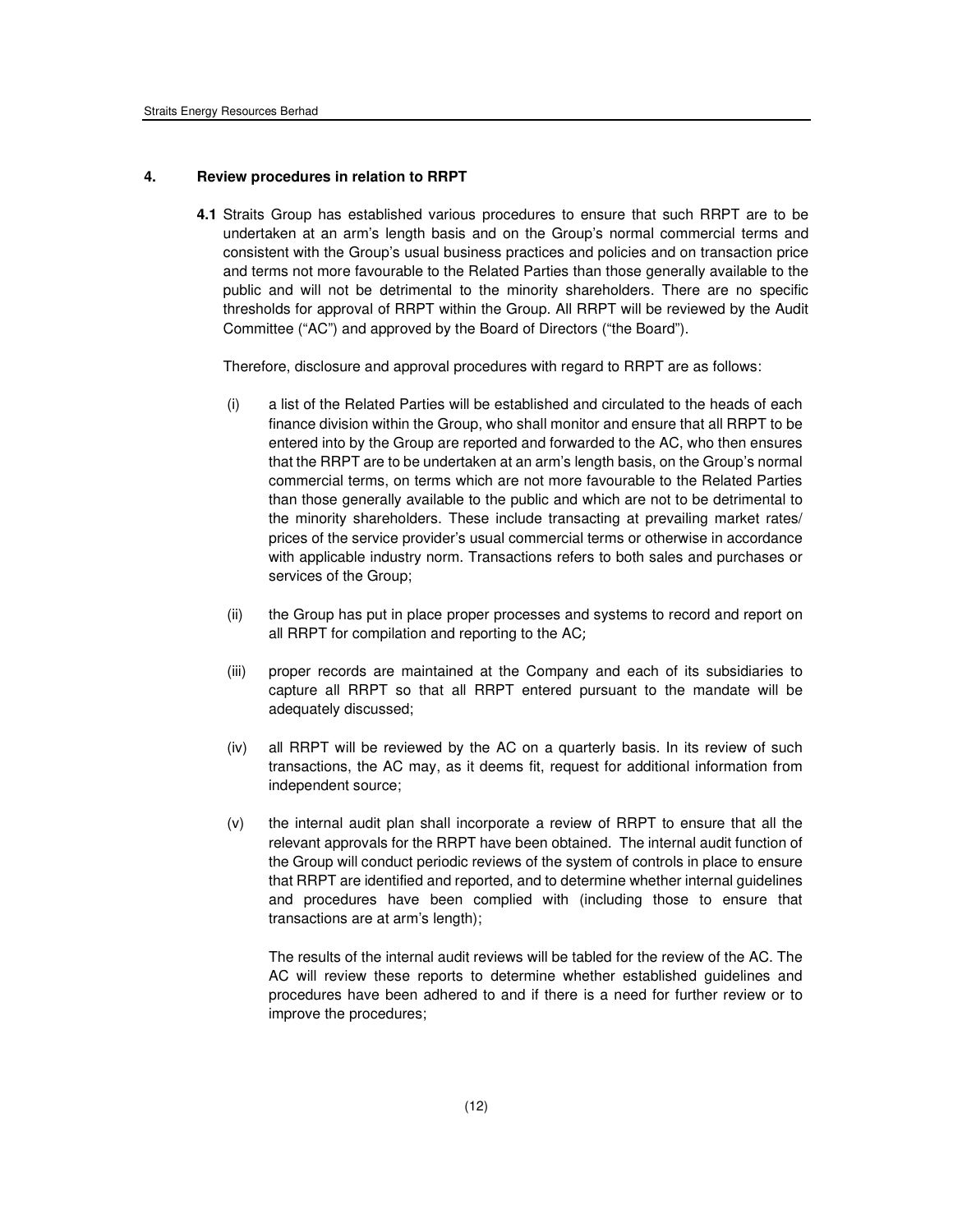## 4. Review procedures in relation to RRPT

**4.1** Straits Group has established various procedures to ensure that such RRPT are to be undertaken at an arm's length basis and on the Group's normal commercial terms and consistent with the Group's usual business practices and policies and on transaction price and terms not more favourable to the Related Parties than those generally available to the public and will not be detrimental to the minority shareholders. There are no specific thresholds for approval of RRPT within the Group. All RRPT will be reviewed by the Audit Committee ("AC") and approved by the Board of Directors ("the Board").

Therefore, disclosure and approval procedures with regard to RRPT are as follows:

(i) a list of the Related Parties will be established and circulated to the heads of each finance division within the Group, who shall monitor and ensure that all RRPT to be entered into by the Group are reported and forwarded to the AC, who then ensures that the RRPT are to be undertaken at an arm's length basis, on the Group's normal commercial terms, on terms which are not more favourable to the Related Parties than those generally available to the public and which are not to be detrimental to the minority shareholders. These include transacting at prevailing market rates/ prices of the service provider's usual commercial terms or otherwise in accordance with applicable industry norm. Transactions refers to both sales and purchases or services of the Group;

(ii) the Group has put in place proper processes and systems to record and report on all RRPT for compilation and reporting to the AC;

(iii) proper records are maintained at the Company and each of its subsidiaries to capture all RRPT so that all RRPT entered pursuant to the mandate will be adequately discussed;

(iv) all RRPT will be reviewed by the AC on a quarterly basis. In its review of such transactions, the AC may, as it deems fit, request for additional information from independent source;

(v) the internal audit plan shall incorporate a review of RRPT to ensure that all the relevant approvals for the RRPT have been obtained. The internal audit function of the Group will conduct periodic reviews of the system of controls in place to ensure that RRPT are identified and reported, and to determine whether internal guidelines and procedures have been complied with (including those to ensure that transactions are at arm's length);

The results of the internal audit reviews will be tabled for the review of the AC. The AC will review these reports to determine whether established guidelines and procedures have been adhered to and if there is a need for further review or to improve the procedures;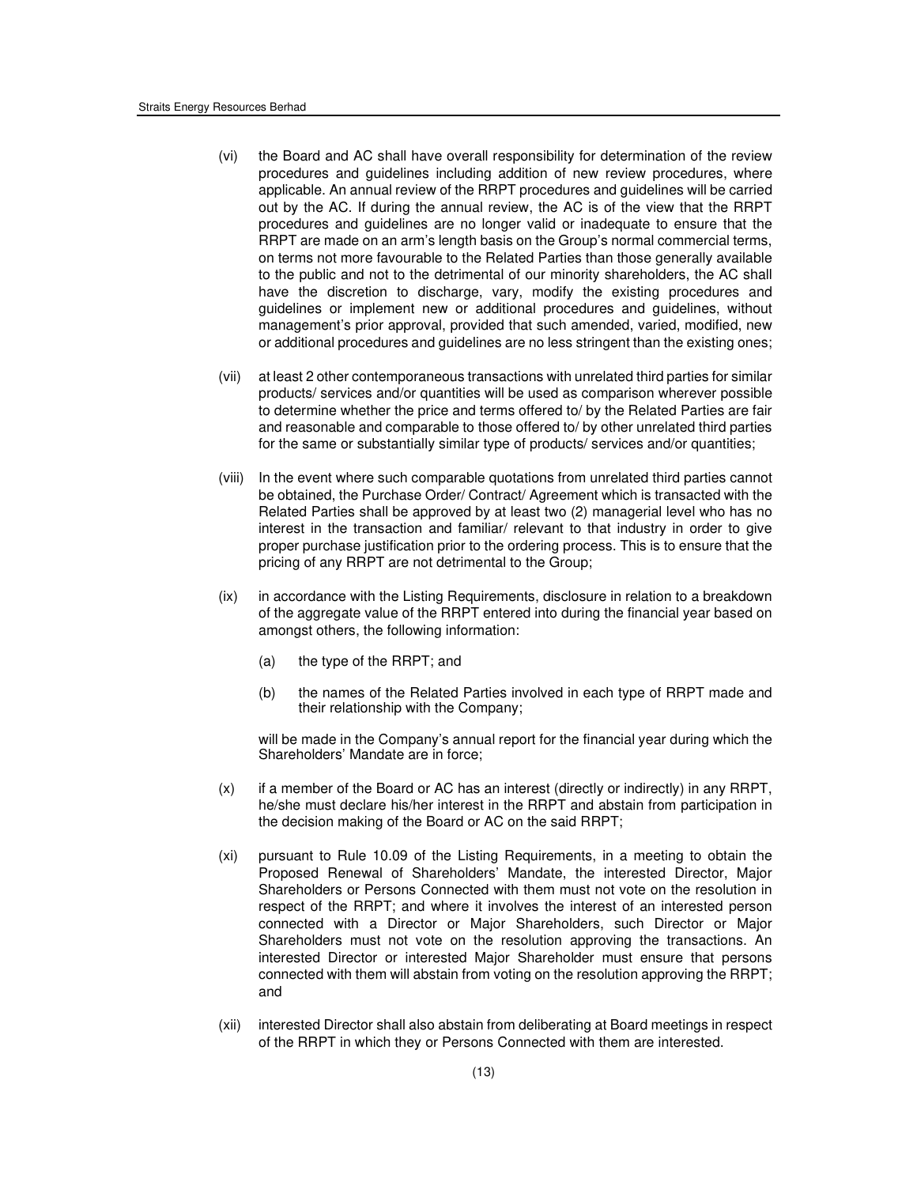(vi) the Board and AC shall have overall responsibility for determination of the review procedures and guidelines including addition of new review procedures, where applicable. An annual review of the RRPT procedures and guidelines will be carried out by the AC. If during the annual review, the AC is of the view that the RRPT procedures and guidelines are no longer valid or inadequate to ensure that the RRPT are made on an arm's length basis on the Group's normal commercial terms, on terms not more favourable to the Related Parties than those generally available to the public and not to the detrimental of our minority shareholders, the AC shall have the discretion to discharge, vary, modify the existing procedures and guidelines or implement new or additional procedures and guidelines, without management's prior approval, provided that such amended, varied, modified, new or additional procedures and guidelines are no less stringent than the existing ones;

(vii) at least 2 other contemporaneous transactions with unrelated third parties for similar products/ services and/or quantities will be used as comparison wherever possible to determine whether the price and terms offered to/ by the Related Parties are fair and reasonable and comparable to those offered to/ by other unrelated third parties for the same or substantially similar type of products/ services and/or quantities;

(viii) In the event where such comparable quotations from unrelated third parties cannot be obtained, the Purchase Order/ Contract/ Agreement which is transacted with the Related Parties shall be approved by at least two (2) managerial level who has no interest in the transaction and familiar/ relevant to that industry in order to give proper purchase justification prior to the ordering process. This is to ensure that the pricing of any RRPT are not detrimental to the Group;

(ix) in accordance with the Listing Requirements, disclosure in relation to a breakdown of the aggregate value of the RRPT entered into during the financial year based on amongst others, the following information:

   (a) the type of the RRPT; and

   (b) the names of the Related Parties involved in each type of RRPT made and their relationship with the Company;

   will be made in the Company's annual report for the financial year during which the Shareholders' Mandate are in force;

(x) if a member of the Board or AC has an interest (directly or indirectly) in any RRPT, he/she must declare his/her interest in the RRPT and abstain from participation in the decision making of the Board or AC on the said RRPT;

(xi) pursuant to Rule 10.09 of the Listing Requirements, in a meeting to obtain the Proposed Renewal of Shareholders' Mandate, the interested Director, Major Shareholders or Persons Connected with them must not vote on the resolution in respect of the RRPT; and where it involves the interest of an interested person connected with a Director or Major Shareholders, such Director or Major Shareholders must not vote on the resolution approving the transactions. An interested Director or interested Major Shareholder must ensure that persons connected with them will abstain from voting on the resolution approving the RRPT; and

(xii) interested Director shall also abstain from deliberating at Board meetings in respect of the RRPT in which they or Persons Connected with them are interested.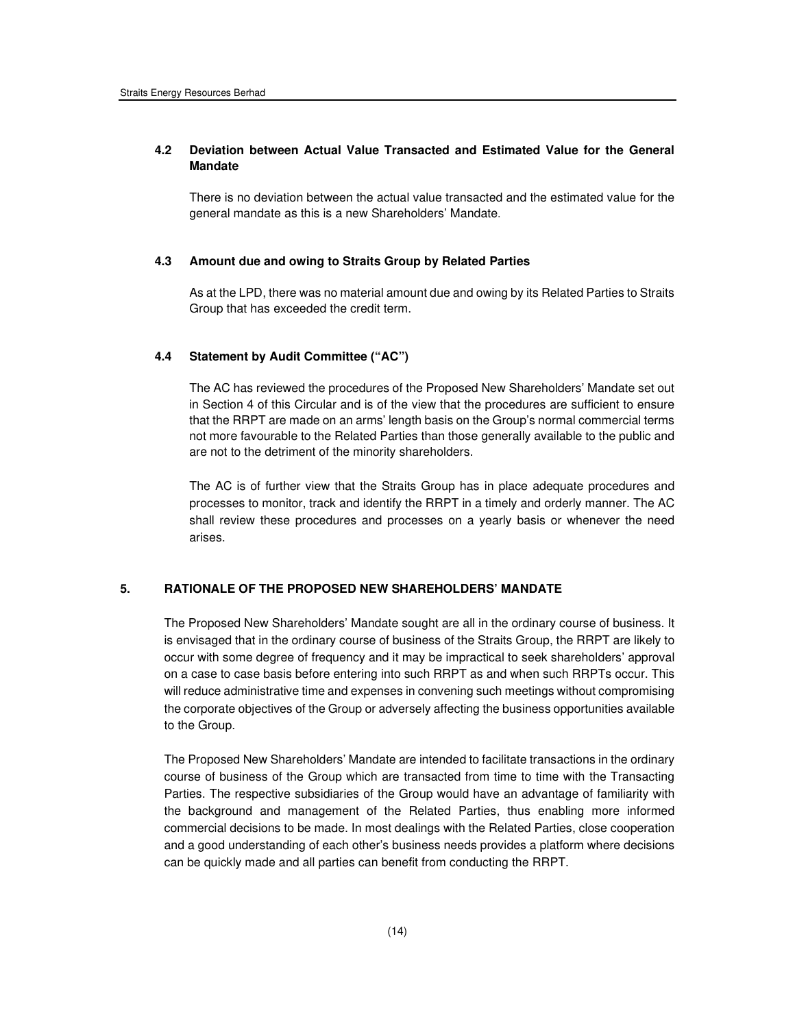### 4.2 Deviation between Actual Value Transacted and Estimated Value for the General Mandate

There is no deviation between the actual value transacted and the estimated value for the general mandate as this is a new Shareholders' Mandate.

### 4.3 Amount due and owing to Straits Group by Related Parties

As at the LPD, there was no material amount due and owing by its Related Parties to Straits Group that has exceeded the credit term.

### 4.4 Statement by Audit Committee ("AC")

The AC has reviewed the procedures of the Proposed New Shareholders' Mandate set out in Section 4 of this Circular and is of the view that the procedures are sufficient to ensure that the RRPT are made on an arms' length basis on the Group's normal commercial terms not more favourable to the Related Parties than those generally available to the public and are not to the detriment of the minority shareholders.

The AC is of further view that the Straits Group has in place adequate procedures and processes to monitor, track and identify the RRPT in a timely and orderly manner. The AC shall review these procedures and processes on a yearly basis or whenever the need arises.

## 5. RATIONALE OF THE PROPOSED NEW SHAREHOLDERS' MANDATE

The Proposed New Shareholders' Mandate sought are all in the ordinary course of business. It is envisaged that in the ordinary course of business of the Straits Group, the RRPT are likely to occur with some degree of frequency and it may be impractical to seek shareholders' approval on a case to case basis before entering into such RRPT as and when such RRPTs occur. This will reduce administrative time and expenses in convening such meetings without compromising the corporate objectives of the Group or adversely affecting the business opportunities available to the Group.

The Proposed New Shareholders' Mandate are intended to facilitate transactions in the ordinary course of business of the Group which are transacted from time to time with the Transacting Parties. The respective subsidiaries of the Group would have an advantage of familiarity with the background and management of the Related Parties, thus enabling more informed commercial decisions to be made. In most dealings with the Related Parties, close cooperation and a good understanding of each other's business needs provides a platform where decisions can be quickly made and all parties can benefit from conducting the RRPT.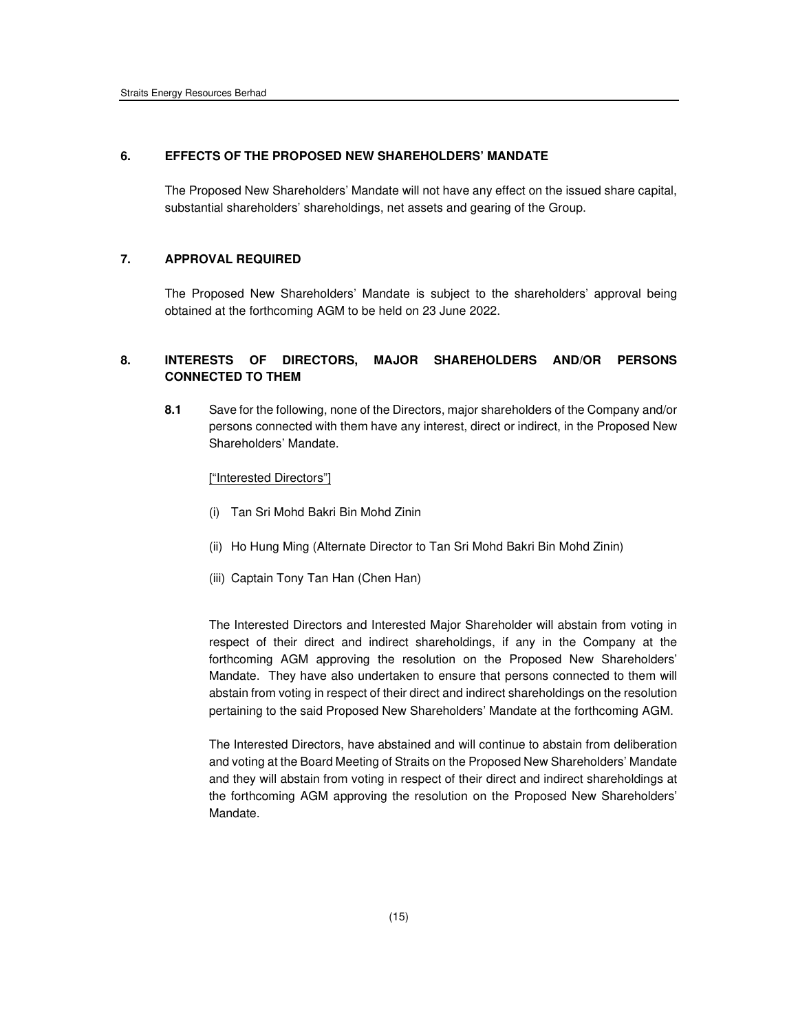## 6. EFFECTS OF THE PROPOSED NEW SHAREHOLDERS' MANDATE

The Proposed New Shareholders' Mandate will not have any effect on the issued share capital, substantial shareholders' shareholdings, net assets and gearing of the Group.

## 7. APPROVAL REQUIRED

The Proposed New Shareholders' Mandate is subject to the shareholders' approval being obtained at the forthcoming AGM to be held on 23 June 2022.

## 8. INTERESTS OF DIRECTORS, MAJOR SHAREHOLDERS AND/OR PERSONS CONNECTED TO THEM

**8.1** Save for the following, none of the Directors, major shareholders of the Company and/or persons connected with them have any interest, direct or indirect, in the Proposed New Shareholders' Mandate.

["Interested Directors"]

(i) Tan Sri Mohd Bakri Bin Mohd Zinin

(ii) Ho Hung Ming (Alternate Director to Tan Sri Mohd Bakri Bin Mohd Zinin)

(iii) Captain Tony Tan Han (Chen Han)

The Interested Directors and Interested Major Shareholder will abstain from voting in respect of their direct and indirect shareholdings, if any in the Company at the forthcoming AGM approving the resolution on the Proposed New Shareholders' Mandate. They have also undertaken to ensure that persons connected to them will abstain from voting in respect of their direct and indirect shareholdings on the resolution pertaining to the said Proposed New Shareholders' Mandate at the forthcoming AGM.

The Interested Directors, have abstained and will continue to abstain from deliberation and voting at the Board Meeting of Straits on the Proposed New Shareholders' Mandate and they will abstain from voting in respect of their direct and indirect shareholdings at the forthcoming AGM approving the resolution on the Proposed New Shareholders' Mandate.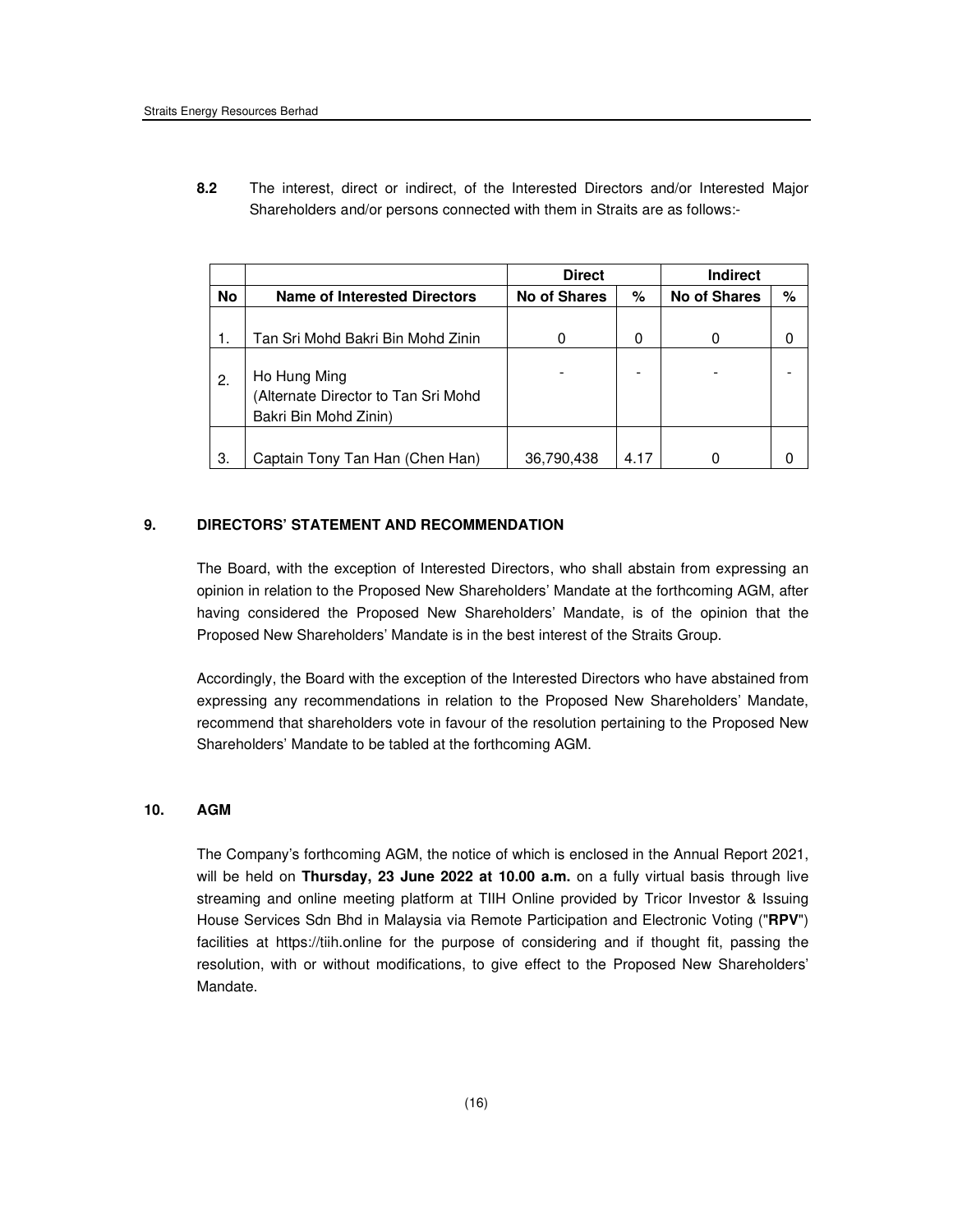**8.2** The interest, direct or indirect, of the Interested Directors and/or Interested Major Shareholders and/or persons connected with them in Straits are as follows:-

| | | Direct | | Indirect | |
|---|---|---|---|---|---|
| **No** | **Name of Interested Directors** | **No of Shares** | **%** | **No of Shares** | **%** |
| 1. | Tan Sri Mohd Bakri Bin Mohd Zinin | 0 | 0 | 0 | 0 |
| 2. | Ho Hung Ming (Alternate Director to Tan Sri Mohd Bakri Bin Mohd Zinin) | - | - | - | - |
| 3. | Captain Tony Tan Han (Chen Han) | 36,790,438 | 4.17 | 0 | 0 |

## 9. DIRECTORS' STATEMENT AND RECOMMENDATION

The Board, with the exception of Interested Directors, who shall abstain from expressing an opinion in relation to the Proposed New Shareholders' Mandate at the forthcoming AGM, after having considered the Proposed New Shareholders' Mandate, is of the opinion that the Proposed New Shareholders' Mandate is in the best interest of the Straits Group.

Accordingly, the Board with the exception of the Interested Directors who have abstained from expressing any recommendations in relation to the Proposed New Shareholders' Mandate, recommend that shareholders vote in favour of the resolution pertaining to the Proposed New Shareholders' Mandate to be tabled at the forthcoming AGM.

## 10. AGM

The Company's forthcoming AGM, the notice of which is enclosed in the Annual Report 2021, will be held on **Thursday, 23 June 2022 at 10.00 a.m.** on a fully virtual basis through live streaming and online meeting platform at TIIH Online provided by Tricor Investor & Issuing House Services Sdn Bhd in Malaysia via Remote Participation and Electronic Voting ("**RPV**") facilities at https://tiih.online for the purpose of considering and if thought fit, passing the resolution, with or without modifications, to give effect to the Proposed New Shareholders' Mandate.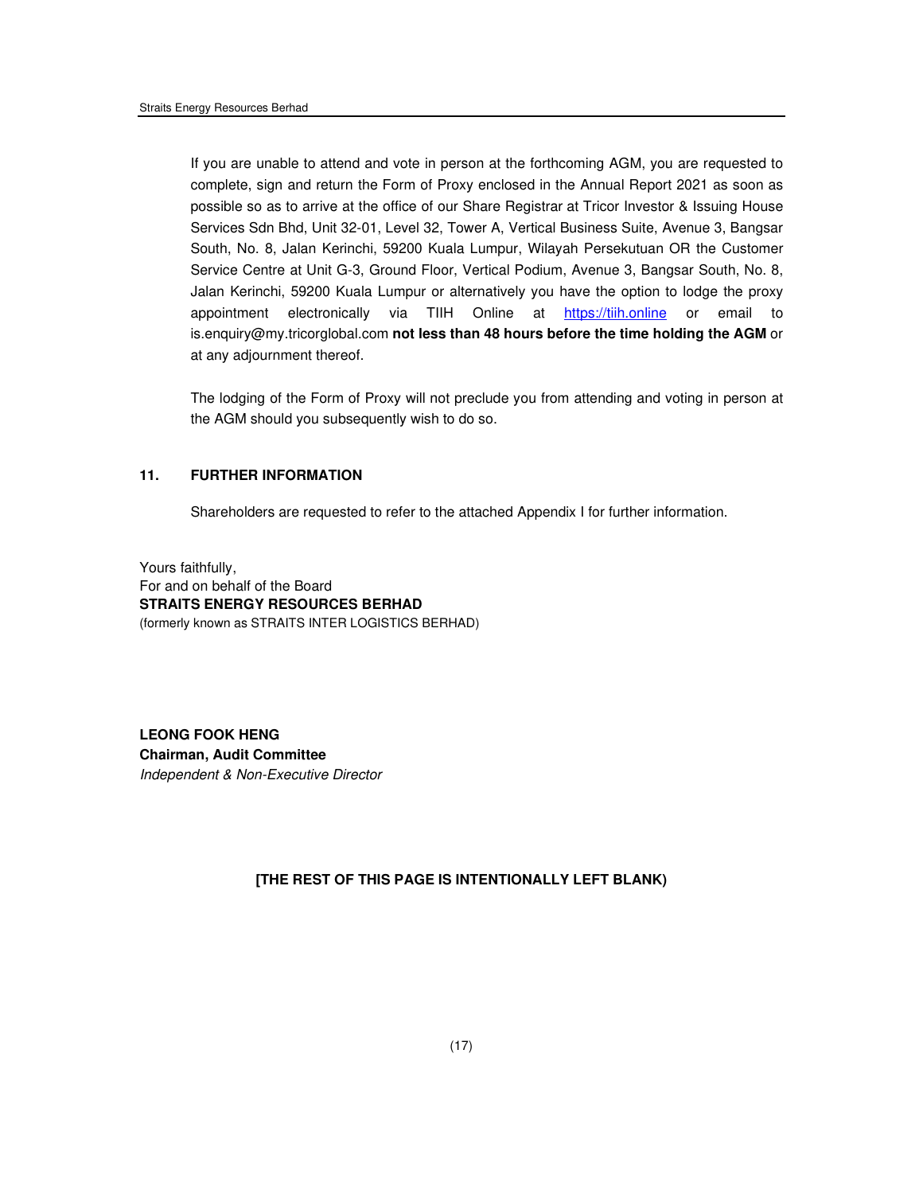If you are unable to attend and vote in person at the forthcoming AGM, you are requested to complete, sign and return the Form of Proxy enclosed in the Annual Report 2021 as soon as possible so as to arrive at the office of our Share Registrar at Tricor Investor & Issuing House Services Sdn Bhd, Unit 32-01, Level 32, Tower A, Vertical Business Suite, Avenue 3, Bangsar South, No. 8, Jalan Kerinchi, 59200 Kuala Lumpur, Wilayah Persekutuan OR the Customer Service Centre at Unit G-3, Ground Floor, Vertical Podium, Avenue 3, Bangsar South, No. 8, Jalan Kerinchi, 59200 Kuala Lumpur or alternatively you have the option to lodge the proxy appointment electronically via TIIH Online at https://tiih.online or email to is.enquiry@my.tricorglobal.com **not less than 48 hours before the time holding the AGM** or at any adjournment thereof.

The lodging of the Form of Proxy will not preclude you from attending and voting in person at the AGM should you subsequently wish to do so.

## 11. FURTHER INFORMATION

Shareholders are requested to refer to the attached Appendix I for further information.

Yours faithfully,
For and on behalf of the Board
**STRAITS ENERGY RESOURCES BERHAD**
(formerly known as STRAITS INTER LOGISTICS BERHAD)

**LEONG FOOK HENG**
**Chairman, Audit Committee**
*Independent & Non-Executive Director*

**[THE REST OF THIS PAGE IS INTENTIONALLY LEFT BLANK)**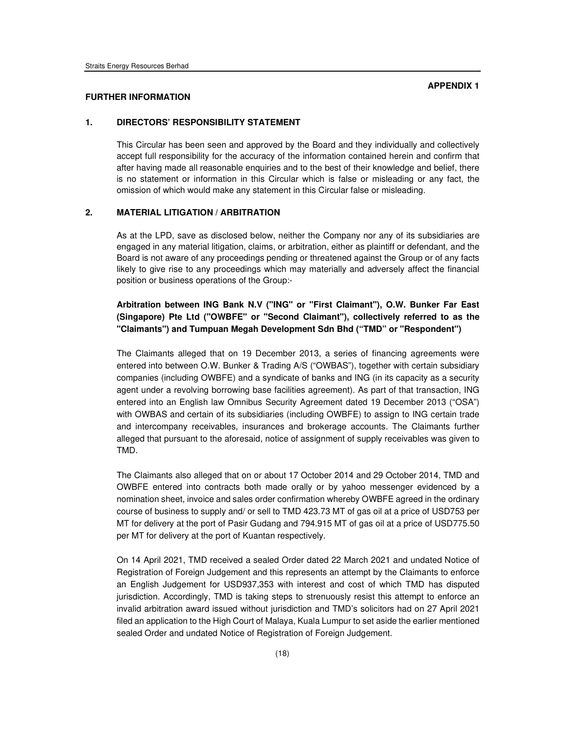**APPENDIX 1**

**FURTHER INFORMATION**

## 1. DIRECTORS' RESPONSIBILITY STATEMENT

This Circular has been seen and approved by the Board and they individually and collectively accept full responsibility for the accuracy of the information contained herein and confirm that after having made all reasonable enquiries and to the best of their knowledge and belief, there is no statement or information in this Circular which is false or misleading or any fact, the omission of which would make any statement in this Circular false or misleading.

## 2. MATERIAL LITIGATION / ARBITRATION

As at the LPD, save as disclosed below, neither the Company nor any of its subsidiaries are engaged in any material litigation, claims, or arbitration, either as plaintiff or defendant, and the Board is not aware of any proceedings pending or threatened against the Group or of any facts likely to give rise to any proceedings which may materially and adversely affect the financial position or business operations of the Group:-

**Arbitration between ING Bank N.V ("ING" or "First Claimant"), O.W. Bunker Far East (Singapore) Pte Ltd ("OWBFE" or "Second Claimant"), collectively referred to as the "Claimants") and Tumpuan Megah Development Sdn Bhd ("TMD" or "Respondent")**

The Claimants alleged that on 19 December 2013, a series of financing agreements were entered into between O.W. Bunker & Trading A/S ("OWBAS"), together with certain subsidiary companies (including OWBFE) and a syndicate of banks and ING (in its capacity as a security agent under a revolving borrowing base facilities agreement). As part of that transaction, ING entered into an English law Omnibus Security Agreement dated 19 December 2013 ("OSA") with OWBAS and certain of its subsidiaries (including OWBFE) to assign to ING certain trade and intercompany receivables, insurances and brokerage accounts. The Claimants further alleged that pursuant to the aforesaid, notice of assignment of supply receivables was given to TMD.

The Claimants also alleged that on or about 17 October 2014 and 29 October 2014, TMD and OWBFE entered into contracts both made orally or by yahoo messenger evidenced by a nomination sheet, invoice and sales order confirmation whereby OWBFE agreed in the ordinary course of business to supply and/ or sell to TMD 423.73 MT of gas oil at a price of USD753 per MT for delivery at the port of Pasir Gudang and 794.915 MT of gas oil at a price of USD775.50 per MT for delivery at the port of Kuantan respectively.

On 14 April 2021, TMD received a sealed Order dated 22 March 2021 and undated Notice of Registration of Foreign Judgement and this represents an attempt by the Claimants to enforce an English Judgement for USD937,353 with interest and cost of which TMD has disputed jurisdiction. Accordingly, TMD is taking steps to strenuously resist this attempt to enforce an invalid arbitration award issued without jurisdiction and TMD's solicitors had on 27 April 2021 filed an application to the High Court of Malaya, Kuala Lumpur to set aside the earlier mentioned sealed Order and undated Notice of Registration of Foreign Judgement.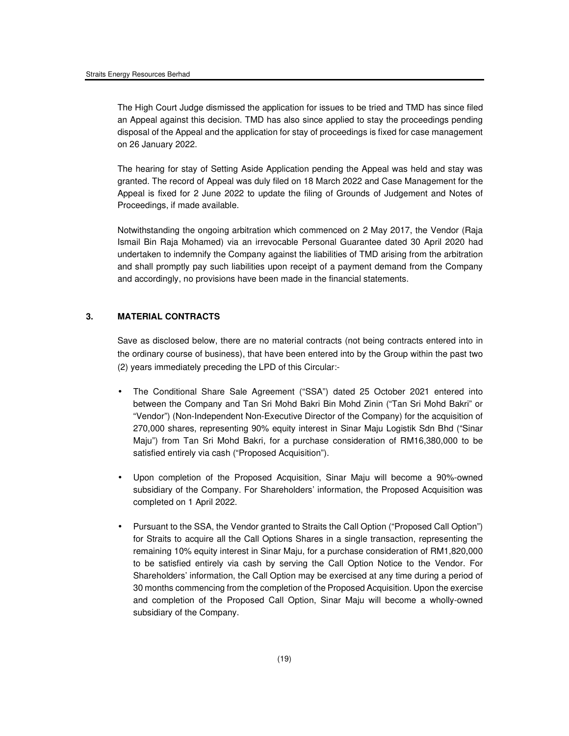The High Court Judge dismissed the application for issues to be tried and TMD has since filed an Appeal against this decision. TMD has also since applied to stay the proceedings pending disposal of the Appeal and the application for stay of proceedings is fixed for case management on 26 January 2022.

The hearing for stay of Setting Aside Application pending the Appeal was held and stay was granted. The record of Appeal was duly filed on 18 March 2022 and Case Management for the Appeal is fixed for 2 June 2022 to update the filing of Grounds of Judgement and Notes of Proceedings, if made available.

Notwithstanding the ongoing arbitration which commenced on 2 May 2017, the Vendor (Raja Ismail Bin Raja Mohamed) via an irrevocable Personal Guarantee dated 30 April 2020 had undertaken to indemnify the Company against the liabilities of TMD arising from the arbitration and shall promptly pay such liabilities upon receipt of a payment demand from the Company and accordingly, no provisions have been made in the financial statements.

## 3. MATERIAL CONTRACTS

Save as disclosed below, there are no material contracts (not being contracts entered into in the ordinary course of business), that have been entered into by the Group within the past two (2) years immediately preceding the LPD of this Circular:-

- The Conditional Share Sale Agreement ("SSA") dated 25 October 2021 entered into between the Company and Tan Sri Mohd Bakri Bin Mohd Zinin ("Tan Sri Mohd Bakri" or "Vendor") (Non-Independent Non-Executive Director of the Company) for the acquisition of 270,000 shares, representing 90% equity interest in Sinar Maju Logistik Sdn Bhd ("Sinar Maju") from Tan Sri Mohd Bakri, for a purchase consideration of RM16,380,000 to be satisfied entirely via cash ("Proposed Acquisition").
- Upon completion of the Proposed Acquisition, Sinar Maju will become a 90%-owned subsidiary of the Company. For Shareholders' information, the Proposed Acquisition was completed on 1 April 2022.
- Pursuant to the SSA, the Vendor granted to Straits the Call Option ("Proposed Call Option") for Straits to acquire all the Call Options Shares in a single transaction, representing the remaining 10% equity interest in Sinar Maju, for a purchase consideration of RM1,820,000 to be satisfied entirely via cash by serving the Call Option Notice to the Vendor. For Shareholders' information, the Call Option may be exercised at any time during a period of 30 months commencing from the completion of the Proposed Acquisition. Upon the exercise and completion of the Proposed Call Option, Sinar Maju will become a wholly-owned subsidiary of the Company.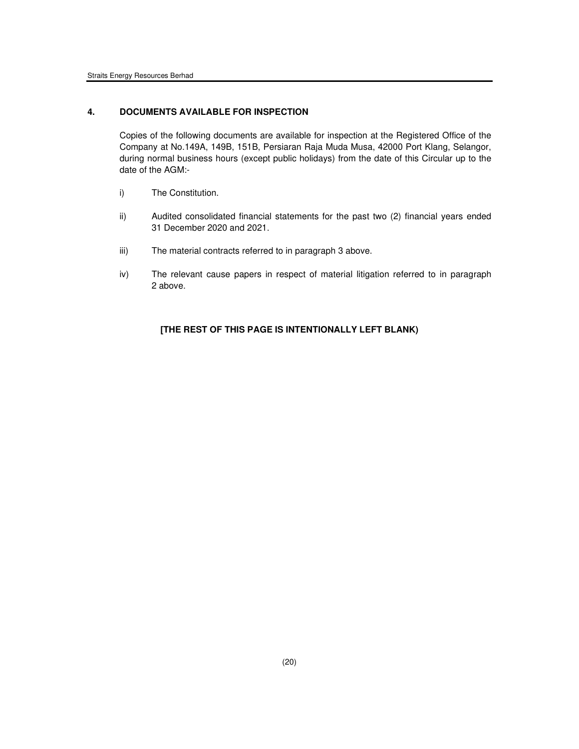## 4. DOCUMENTS AVAILABLE FOR INSPECTION

Copies of the following documents are available for inspection at the Registered Office of the Company at No.149A, 149B, 151B, Persiaran Raja Muda Musa, 42000 Port Klang, Selangor, during normal business hours (except public holidays) from the date of this Circular up to the date of the AGM:-

i) The Constitution.

ii) Audited consolidated financial statements for the past two (2) financial years ended 31 December 2020 and 2021.

iii) The material contracts referred to in paragraph 3 above.

iv) The relevant cause papers in respect of material litigation referred to in paragraph 2 above.

**[THE REST OF THIS PAGE IS INTENTIONALLY LEFT BLANK)**